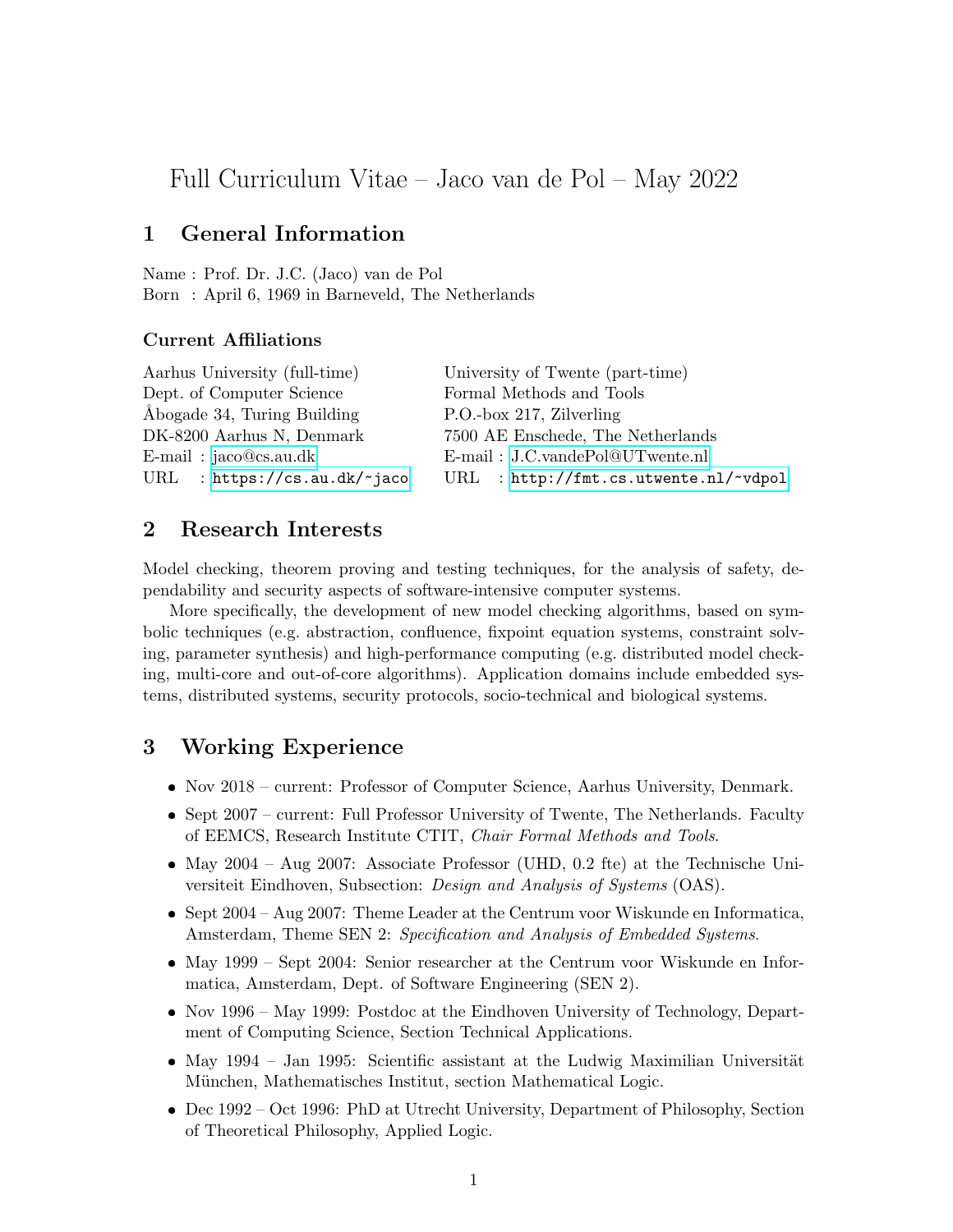# Full Curriculum Vitae – Jaco van de Pol – May 2022

## 1 General Information

Name : Prof. Dr. J.C. (Jaco) van de Pol
Born : April 6, 1969 in Barneveld, The Netherlands

### Current Affiliations

Aarhus University (full-time)
Dept. of Computer Science
Åbogade 34, Turing Building
DK-8200 Aarhus N, Denmark
E-mail : jaco@cs.au.dk
URL : https://cs.au.dk/~jaco

University of Twente (part-time)
Formal Methods and Tools
P.O.-box 217, Zilverling
7500 AE Enschede, The Netherlands
E-mail : J.C.vandePol@UTwente.nl
URL : http://fmt.cs.utwente.nl/~vdpol

## 2 Research Interests

Model checking, theorem proving and testing techniques, for the analysis of safety, dependability and security aspects of software-intensive computer systems.

More specifically, the development of new model checking algorithms, based on symbolic techniques (e.g. abstraction, confluence, fixpoint equation systems, constraint solving, parameter synthesis) and high-performance computing (e.g. distributed model checking, multi-core and out-of-core algorithms). Application domains include embedded systems, distributed systems, security protocols, socio-technical and biological systems.

## 3 Working Experience

- Nov 2018 – current: Professor of Computer Science, Aarhus University, Denmark.
- Sept 2007 – current: Full Professor University of Twente, The Netherlands. Faculty of EEMCS, Research Institute CTIT, *Chair Formal Methods and Tools*.
- May 2004 – Aug 2007: Associate Professor (UHD, 0.2 fte) at the Technische Universiteit Eindhoven, Subsection: *Design and Analysis of Systems* (OAS).
- Sept 2004 – Aug 2007: Theme Leader at the Centrum voor Wiskunde en Informatica, Amsterdam, Theme SEN 2: *Specification and Analysis of Embedded Systems*.
- May 1999 – Sept 2004: Senior researcher at the Centrum voor Wiskunde en Informatica, Amsterdam, Dept. of Software Engineering (SEN 2).
- Nov 1996 – May 1999: Postdoc at the Eindhoven University of Technology, Department of Computing Science, Section Technical Applications.
- May 1994 – Jan 1995: Scientific assistant at the Ludwig Maximilian Universität München, Mathematisches Institut, section Mathematical Logic.
- Dec 1992 – Oct 1996: PhD at Utrecht University, Department of Philosophy, Section of Theoretical Philosophy, Applied Logic.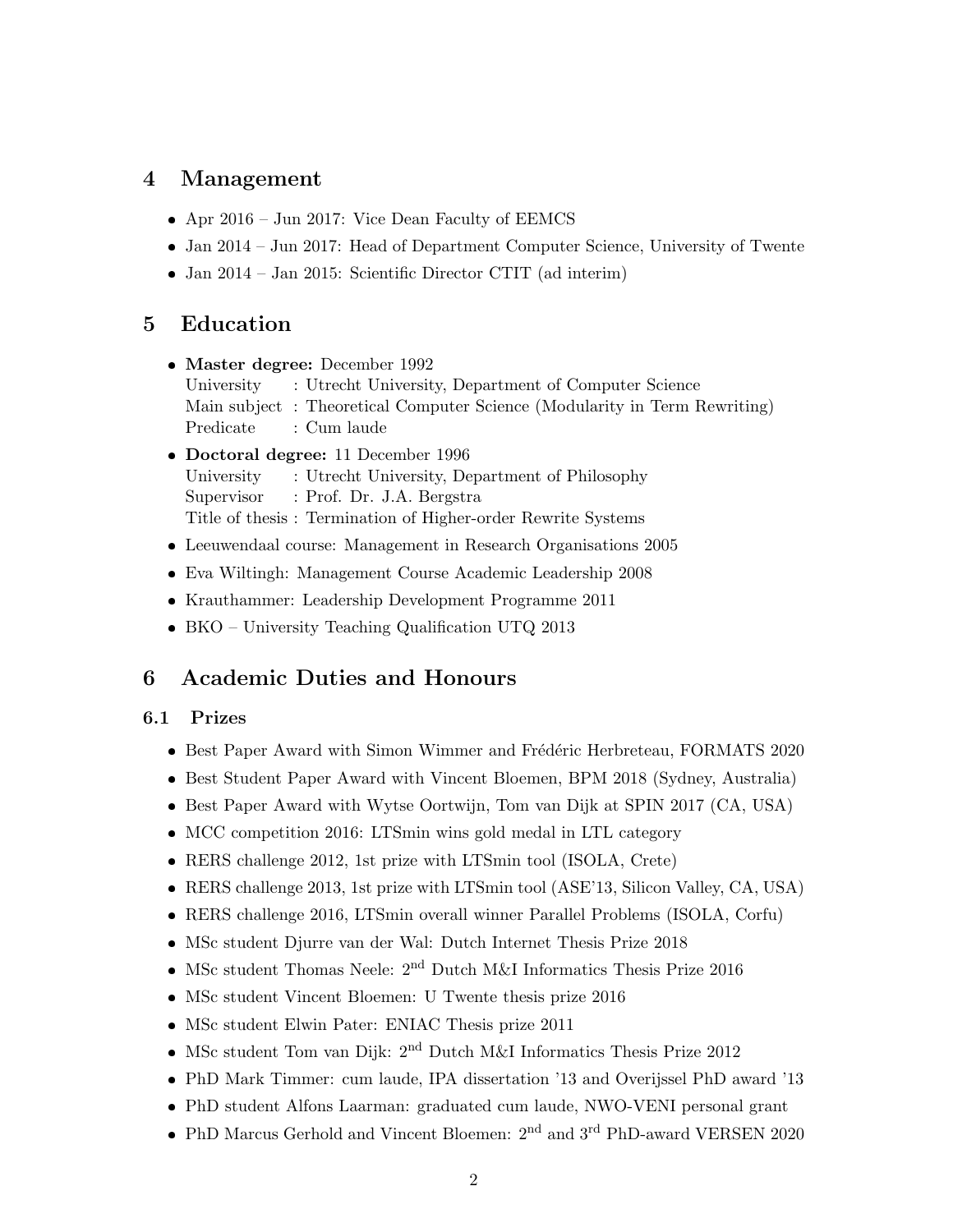## 4 Management

- Apr 2016 – Jun 2017: Vice Dean Faculty of EEMCS
- Jan 2014 – Jun 2017: Head of Department Computer Science, University of Twente
- Jan 2014 – Jan 2015: Scientific Director CTIT (ad interim)

## 5 Education

- **Master degree:** December 1992
  University : Utrecht University, Department of Computer Science
  Main subject : Theoretical Computer Science (Modularity in Term Rewriting)
  Predicate : Cum laude
- **Doctoral degree:** 11 December 1996
  University : Utrecht University, Department of Philosophy
  Supervisor : Prof. Dr. J.A. Bergstra
  Title of thesis : Termination of Higher-order Rewrite Systems
- Leeuwendaal course: Management in Research Organisations 2005
- Eva Wiltingh: Management Course Academic Leadership 2008
- Krauthammer: Leadership Development Programme 2011
- BKO – University Teaching Qualification UTQ 2013

## 6 Academic Duties and Honours

### 6.1 Prizes

- Best Paper Award with Simon Wimmer and Frédéric Herbreteau, FORMATS 2020
- Best Student Paper Award with Vincent Bloemen, BPM 2018 (Sydney, Australia)
- Best Paper Award with Wytse Oortwijn, Tom van Dijk at SPIN 2017 (CA, USA)
- MCC competition 2016: LTSmin wins gold medal in LTL category
- RERS challenge 2012, 1st prize with LTSmin tool (ISOLA, Crete)
- RERS challenge 2013, 1st prize with LTSmin tool (ASE'13, Silicon Valley, CA, USA)
- RERS challenge 2016, LTSmin overall winner Parallel Problems (ISOLA, Corfu)
- MSc student Djurre van der Wal: Dutch Internet Thesis Prize 2018
- MSc student Thomas Neele: 2nd Dutch M&I Informatics Thesis Prize 2016
- MSc student Vincent Bloemen: U Twente thesis prize 2016
- MSc student Elwin Pater: ENIAC Thesis prize 2011
- MSc student Tom van Dijk: 2nd Dutch M&I Informatics Thesis Prize 2012
- PhD Mark Timmer: cum laude, IPA dissertation '13 and Overijssel PhD award '13
- PhD student Alfons Laarman: graduated cum laude, NWO-VENI personal grant
- PhD Marcus Gerhold and Vincent Bloemen: 2nd and 3rd PhD-award VERSEN 2020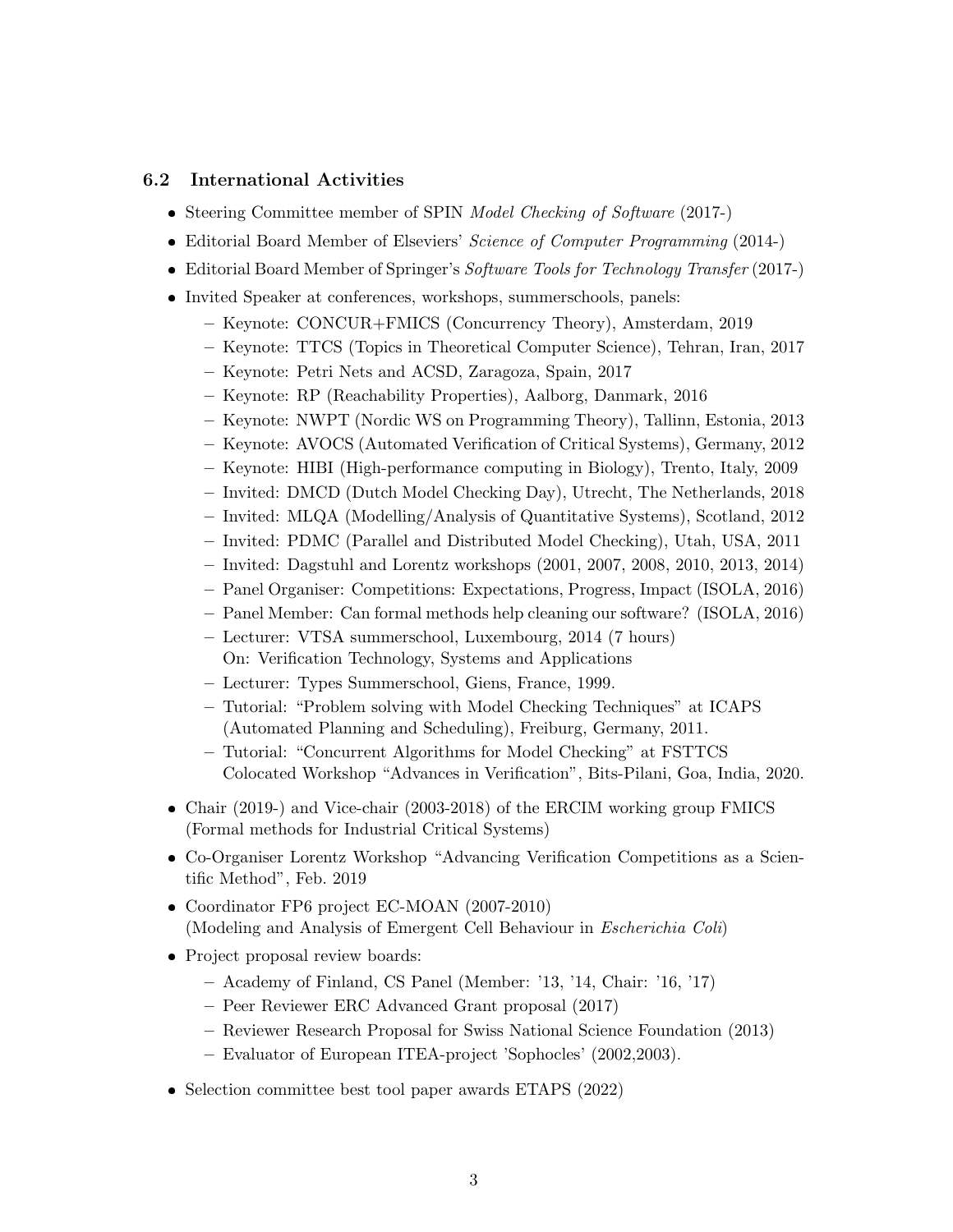### 6.2 International Activities

- Steering Committee member of SPIN *Model Checking of Software* (2017-)
- Editorial Board Member of Elseviers' *Science of Computer Programming* (2014-)
- Editorial Board Member of Springer's *Software Tools for Technology Transfer* (2017-)
- Invited Speaker at conferences, workshops, summerschools, panels:
  - Keynote: CONCUR+FMICS (Concurrency Theory), Amsterdam, 2019
  - Keynote: TTCS (Topics in Theoretical Computer Science), Tehran, Iran, 2017
  - Keynote: Petri Nets and ACSD, Zaragoza, Spain, 2017
  - Keynote: RP (Reachability Properties), Aalborg, Danmark, 2016
  - Keynote: NWPT (Nordic WS on Programming Theory), Tallinn, Estonia, 2013
  - Keynote: AVOCS (Automated Verification of Critical Systems), Germany, 2012
  - Keynote: HIBI (High-performance computing in Biology), Trento, Italy, 2009
  - Invited: DMCD (Dutch Model Checking Day), Utrecht, The Netherlands, 2018
  - Invited: MLQA (Modelling/Analysis of Quantitative Systems), Scotland, 2012
  - Invited: PDMC (Parallel and Distributed Model Checking), Utah, USA, 2011
  - Invited: Dagstuhl and Lorentz workshops (2001, 2007, 2008, 2010, 2013, 2014)
  - Panel Organiser: Competitions: Expectations, Progress, Impact (ISOLA, 2016)
  - Panel Member: Can formal methods help cleaning our software? (ISOLA, 2016)
  - Lecturer: VTSA summerschool, Luxembourg, 2014 (7 hours)
    On: Verification Technology, Systems and Applications
  - Lecturer: Types Summerschool, Giens, France, 1999.
  - Tutorial: "Problem solving with Model Checking Techniques" at ICAPS (Automated Planning and Scheduling), Freiburg, Germany, 2011.
  - Tutorial: "Concurrent Algorithms for Model Checking" at FSTTCS Colocated Workshop "Advances in Verification", Bits-Pilani, Goa, India, 2020.
- Chair (2019-) and Vice-chair (2003-2018) of the ERCIM working group FMICS (Formal methods for Industrial Critical Systems)
- Co-Organiser Lorentz Workshop "Advancing Verification Competitions as a Scientific Method", Feb. 2019
- Coordinator FP6 project EC-MOAN (2007-2010)
  (Modeling and Analysis of Emergent Cell Behaviour in *Escherichia Coli*)
- Project proposal review boards:
  - Academy of Finland, CS Panel (Member: '13, '14, Chair: '16, '17)
  - Peer Reviewer ERC Advanced Grant proposal (2017)
  - Reviewer Research Proposal for Swiss National Science Foundation (2013)
  - Evaluator of European ITEA-project 'Sophocles' (2002,2003).
- Selection committee best tool paper awards ETAPS (2022)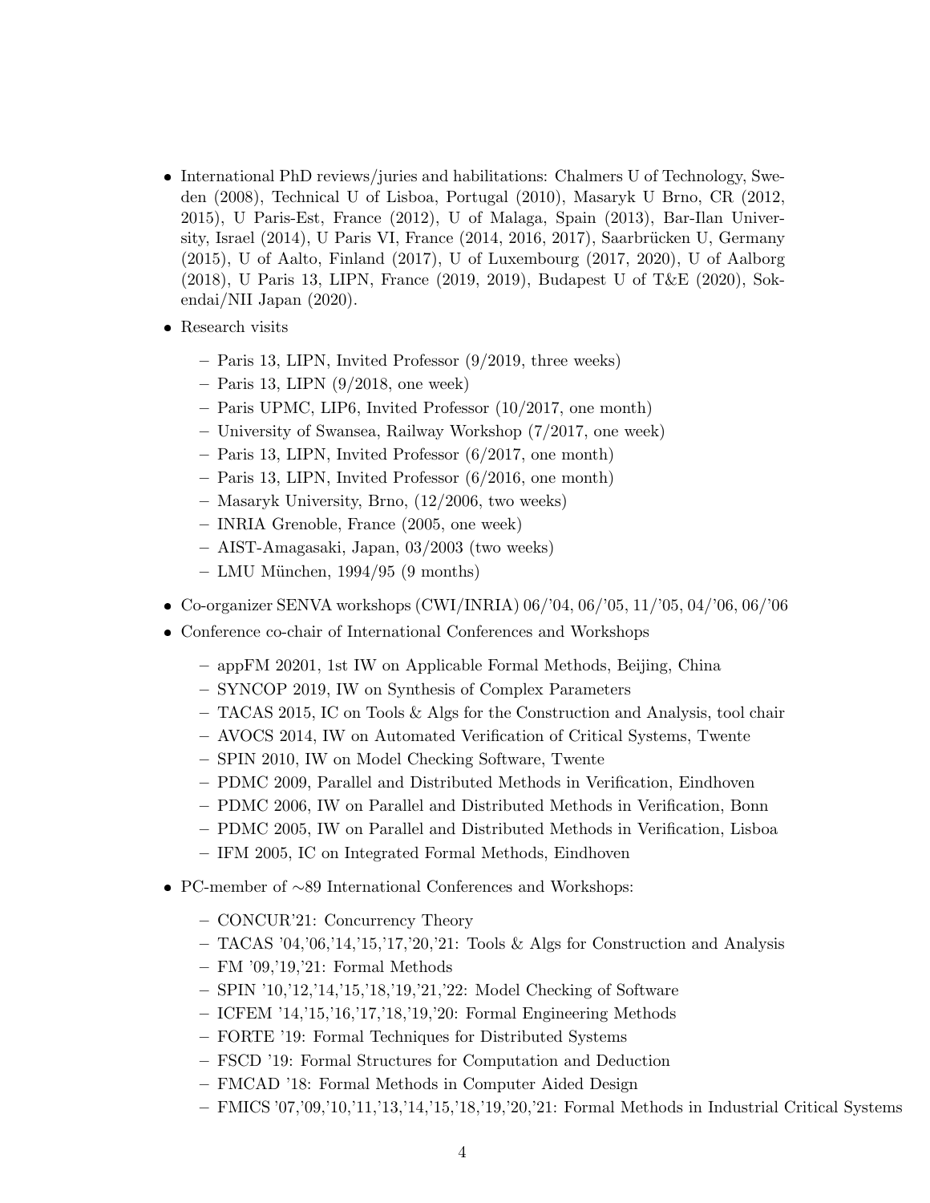- International PhD reviews/juries and habilitations: Chalmers U of Technology, Sweden (2008), Technical U of Lisboa, Portugal (2010), Masaryk U Brno, CR (2012, 2015), U Paris-Est, France (2012), U of Malaga, Spain (2013), Bar-Ilan University, Israel (2014), U Paris VI, France (2014, 2016, 2017), Saarbrücken U, Germany (2015), U of Aalto, Finland (2017), U of Luxembourg (2017, 2020), U of Aalborg (2018), U Paris 13, LIPN, France (2019, 2019), Budapest U of T&E (2020), Sokendai/NII Japan (2020).
- Research visits
  - Paris 13, LIPN, Invited Professor (9/2019, three weeks)
  - Paris 13, LIPN (9/2018, one week)
  - Paris UPMC, LIP6, Invited Professor (10/2017, one month)
  - University of Swansea, Railway Workshop (7/2017, one week)
  - Paris 13, LIPN, Invited Professor (6/2017, one month)
  - Paris 13, LIPN, Invited Professor (6/2016, one month)
  - Masaryk University, Brno, (12/2006, two weeks)
  - INRIA Grenoble, France (2005, one week)
  - AIST-Amagasaki, Japan, 03/2003 (two weeks)
  - LMU München, 1994/95 (9 months)
- Co-organizer SENVA workshops (CWI/INRIA) 06/'04, 06/'05, 11/'05, 04/'06, 06/'06
- Conference co-chair of International Conferences and Workshops
  - appFM 20201, 1st IW on Applicable Formal Methods, Beijing, China
  - SYNCOP 2019, IW on Synthesis of Complex Parameters
  - TACAS 2015, IC on Tools & Algs for the Construction and Analysis, tool chair
  - AVOCS 2014, IW on Automated Verification of Critical Systems, Twente
  - SPIN 2010, IW on Model Checking Software, Twente
  - PDMC 2009, Parallel and Distributed Methods in Verification, Eindhoven
  - PDMC 2006, IW on Parallel and Distributed Methods in Verification, Bonn
  - PDMC 2005, IW on Parallel and Distributed Methods in Verification, Lisboa
  - IFM 2005, IC on Integrated Formal Methods, Eindhoven
- PC-member of ∼89 International Conferences and Workshops:
  - CONCUR'21: Concurrency Theory
  - TACAS '04,'06,'14,'15,'17,'20,'21: Tools & Algs for Construction and Analysis
  - FM '09,'19,'21: Formal Methods
  - SPIN '10,'12,'14,'15,'18,'19,'21,'22: Model Checking of Software
  - ICFEM '14,'15,'16,'17,'18,'19,'20: Formal Engineering Methods
  - FORTE '19: Formal Techniques for Distributed Systems
  - FSCD '19: Formal Structures for Computation and Deduction
  - FMCAD '18: Formal Methods in Computer Aided Design
  - FMICS '07,'09,'10,'11,'13,'14,'15,'18,'19,'20,'21: Formal Methods in Industrial Critical Systems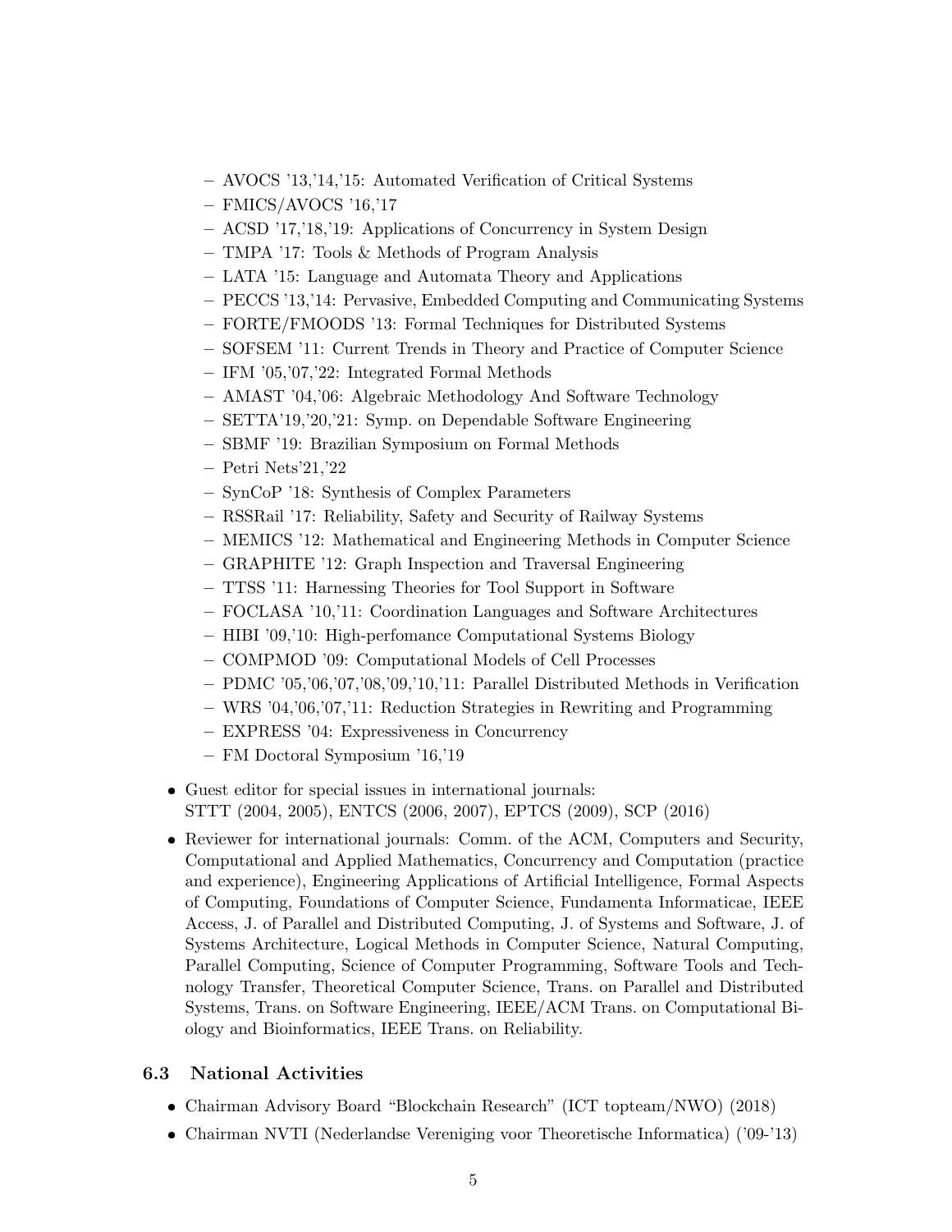- AVOCS '13,'14,'15: Automated Verification of Critical Systems
  - FMICS/AVOCS '16,'17
  - ACSD '17,'18,'19: Applications of Concurrency in System Design
  - TMPA '17: Tools & Methods of Program Analysis
  - LATA '15: Language and Automata Theory and Applications
  - PECCS '13,'14: Pervasive, Embedded Computing and Communicating Systems
  - FORTE/FMOODS '13: Formal Techniques for Distributed Systems
  - SOFSEM '11: Current Trends in Theory and Practice of Computer Science
  - IFM '05,'07,'22: Integrated Formal Methods
  - AMAST '04,'06: Algebraic Methodology And Software Technology
  - SETTA'19,'20,'21: Symp. on Dependable Software Engineering
  - SBMF '19: Brazilian Symposium on Formal Methods
  - Petri Nets'21,'22
  - SynCoP '18: Synthesis of Complex Parameters
  - RSSRail '17: Reliability, Safety and Security of Railway Systems
  - MEMICS '12: Mathematical and Engineering Methods in Computer Science
  - GRAPHITE '12: Graph Inspection and Traversal Engineering
  - TTSS '11: Harnessing Theories for Tool Support in Software
  - FOCLASA '10,'11: Coordination Languages and Software Architectures
  - HIBI '09,'10: High-perfomance Computational Systems Biology
  - COMPMOD '09: Computational Models of Cell Processes
  - PDMC '05,'06,'07,'08,'09,'10,'11: Parallel Distributed Methods in Verification
  - WRS '04,'06,'07,'11: Reduction Strategies in Rewriting and Programming
  - EXPRESS '04: Expressiveness in Concurrency
  - FM Doctoral Symposium '16,'19

- Guest editor for special issues in international journals: STTT (2004, 2005), ENTCS (2006, 2007), EPTCS (2009), SCP (2016)
- Reviewer for international journals: Comm. of the ACM, Computers and Security, Computational and Applied Mathematics, Concurrency and Computation (practice and experience), Engineering Applications of Artificial Intelligence, Formal Aspects of Computing, Foundations of Computer Science, Fundamenta Informaticae, IEEE Access, J. of Parallel and Distributed Computing, J. of Systems and Software, J. of Systems Architecture, Logical Methods in Computer Science, Natural Computing, Parallel Computing, Science of Computer Programming, Software Tools and Technology Transfer, Theoretical Computer Science, Trans. on Parallel and Distributed Systems, Trans. on Software Engineering, IEEE/ACM Trans. on Computational Biology and Bioinformatics, IEEE Trans. on Reliability.

### 6.3 National Activities

- Chairman Advisory Board "Blockchain Research" (ICT topteam/NWO) (2018)
- Chairman NVTI (Nederlandse Vereniging voor Theoretische Informatica) ('09-'13)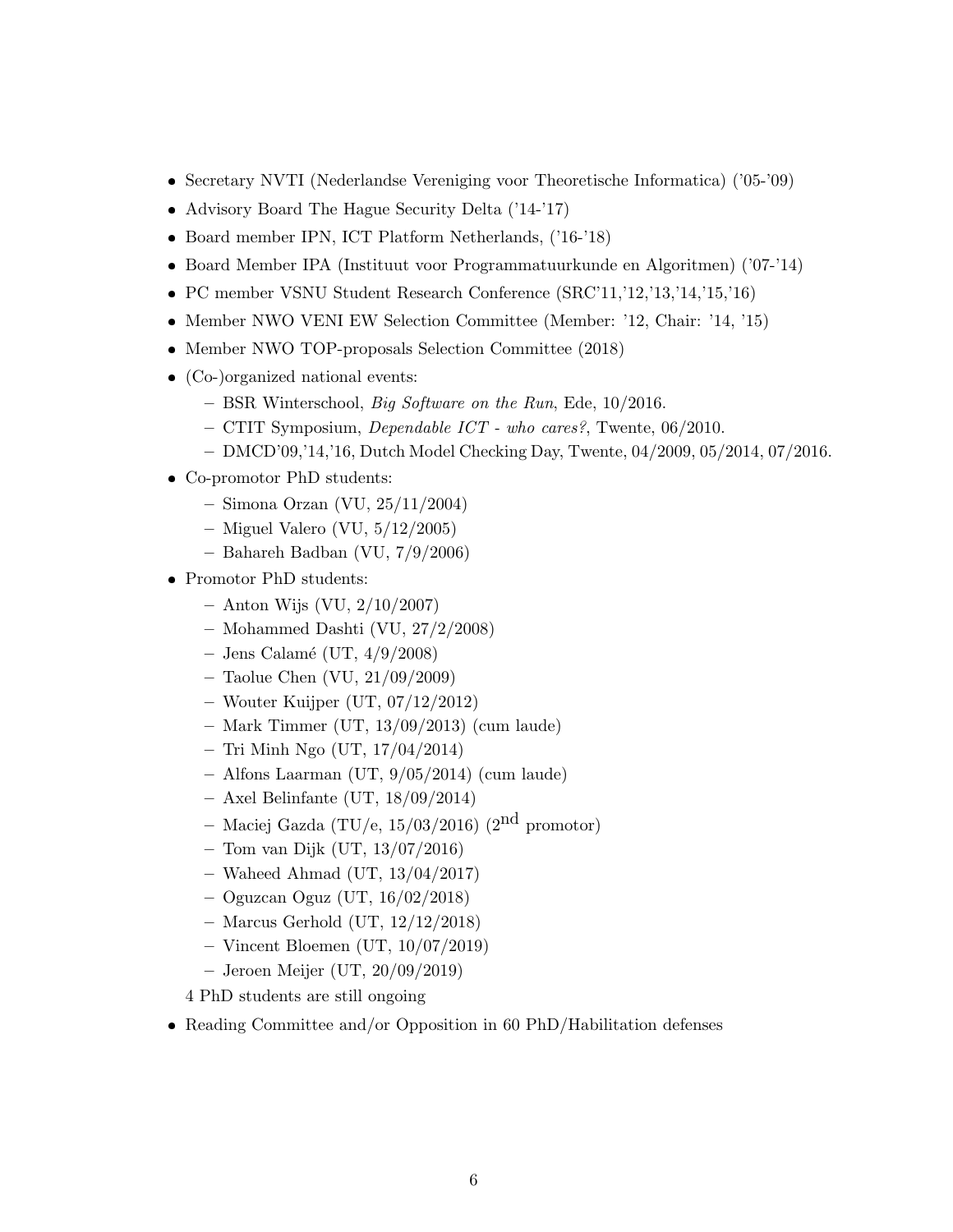- Secretary NVTI (Nederlandse Vereniging voor Theoretische Informatica) ('05-'09)
- Advisory Board The Hague Security Delta ('14-'17)
- Board member IPN, ICT Platform Netherlands, ('16-'18)
- Board Member IPA (Instituut voor Programmatuurkunde en Algoritmen) ('07-'14)
- PC member VSNU Student Research Conference (SRC'11,'12,'13,'14,'15,'16)
- Member NWO VENI EW Selection Committee (Member: '12, Chair: '14, '15)
- Member NWO TOP-proposals Selection Committee (2018)
- (Co-)organized national events:
  - BSR Winterschool, *Big Software on the Run*, Ede, 10/2016.
  - CTIT Symposium, *Dependable ICT - who cares?*, Twente, 06/2010.
  - DMCD'09,'14,'16, Dutch Model Checking Day, Twente, 04/2009, 05/2014, 07/2016.
- Co-promotor PhD students:
  - Simona Orzan (VU, 25/11/2004)
  - Miguel Valero (VU, 5/12/2005)
  - Bahareh Badban (VU, 7/9/2006)
- Promotor PhD students:
  - Anton Wijs (VU, 2/10/2007)
  - Mohammed Dashti (VU, 27/2/2008)
  - Jens Calamé (UT, 4/9/2008)
  - Taolue Chen (VU, 21/09/2009)
  - Wouter Kuijper (UT, 07/12/2012)
  - Mark Timmer (UT, 13/09/2013) (cum laude)
  - Tri Minh Ngo (UT, 17/04/2014)
  - Alfons Laarman (UT, 9/05/2014) (cum laude)
  - Axel Belinfante (UT, 18/09/2014)
  - Maciej Gazda (TU/e, 15/03/2016) (2nd promotor)
  - Tom van Dijk (UT, 13/07/2016)
  - Waheed Ahmad (UT, 13/04/2017)
  - Oguzcan Oguz (UT, 16/02/2018)
  - Marcus Gerhold (UT, 12/12/2018)
  - Vincent Bloemen (UT, 10/07/2019)
  - Jeroen Meijer (UT, 20/09/2019)

  4 PhD students are still ongoing
- Reading Committee and/or Opposition in 60 PhD/Habilitation defenses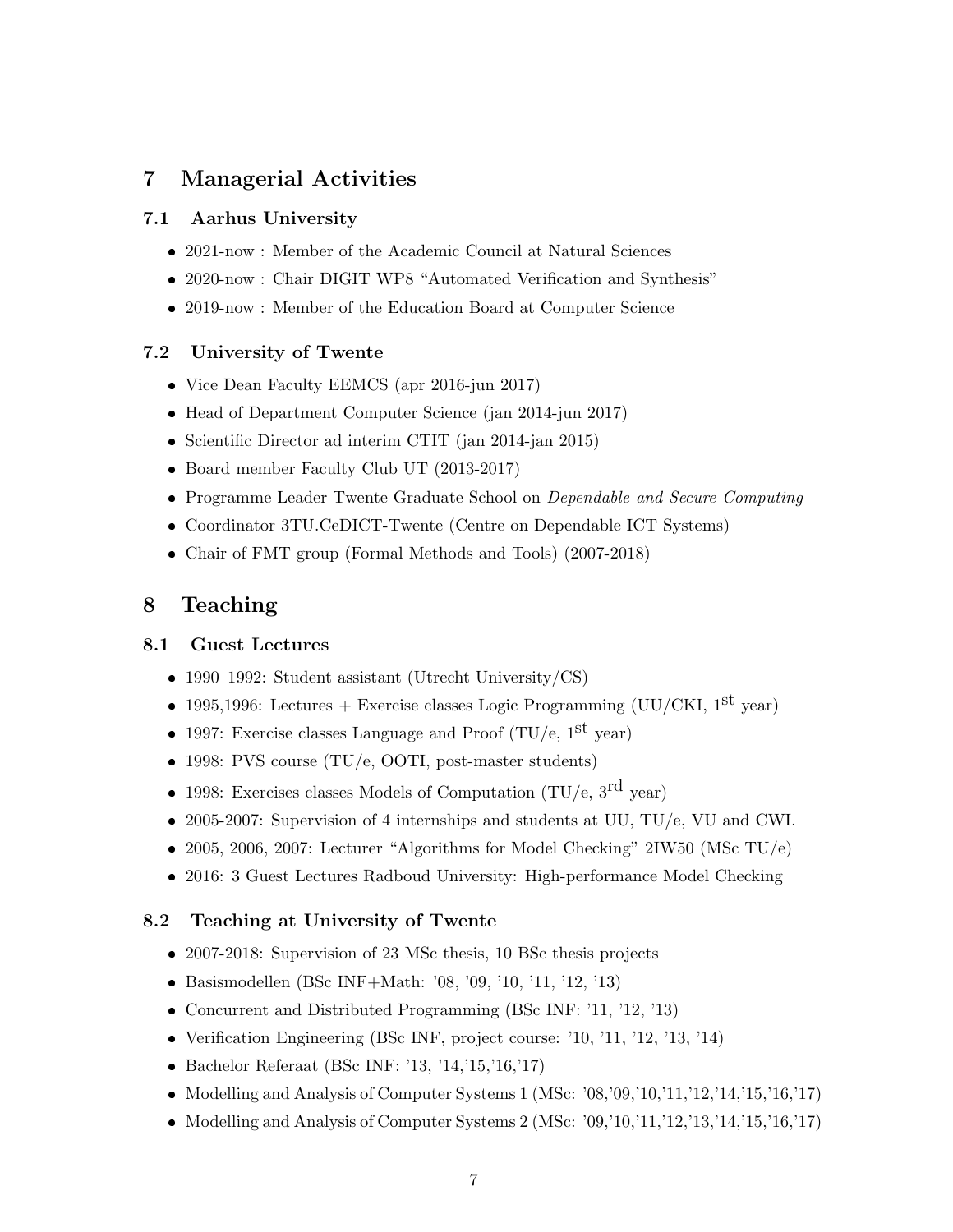## 7 Managerial Activities

### 7.1 Aarhus University

- 2021-now : Member of the Academic Council at Natural Sciences
- 2020-now : Chair DIGIT WP8 "Automated Verification and Synthesis"
- 2019-now : Member of the Education Board at Computer Science

### 7.2 University of Twente

- Vice Dean Faculty EEMCS (apr 2016-jun 2017)
- Head of Department Computer Science (jan 2014-jun 2017)
- Scientific Director ad interim CTIT (jan 2014-jan 2015)
- Board member Faculty Club UT (2013-2017)
- Programme Leader Twente Graduate School on *Dependable and Secure Computing*
- Coordinator 3TU.CeDICT-Twente (Centre on Dependable ICT Systems)
- Chair of FMT group (Formal Methods and Tools) (2007-2018)

## 8 Teaching

### 8.1 Guest Lectures

- 1990–1992: Student assistant (Utrecht University/CS)
- 1995,1996: Lectures + Exercise classes Logic Programming (UU/CKI, 1st year)
- 1997: Exercise classes Language and Proof (TU/e, 1st year)
- 1998: PVS course (TU/e, OOTI, post-master students)
- 1998: Exercises classes Models of Computation (TU/e, 3rd year)
- 2005-2007: Supervision of 4 internships and students at UU, TU/e, VU and CWI.
- 2005, 2006, 2007: Lecturer "Algorithms for Model Checking" 2IW50 (MSc TU/e)
- 2016: 3 Guest Lectures Radboud University: High-performance Model Checking

### 8.2 Teaching at University of Twente

- 2007-2018: Supervision of 23 MSc thesis, 10 BSc thesis projects
- Basismodellen (BSc INF+Math: '08, '09, '10, '11, '12, '13)
- Concurrent and Distributed Programming (BSc INF: '11, '12, '13)
- Verification Engineering (BSc INF, project course: '10, '11, '12, '13, '14)
- Bachelor Referaat (BSc INF: '13, '14,'15,'16,'17)
- Modelling and Analysis of Computer Systems 1 (MSc: '08,'09,'10,'11,'12,'14,'15,'16,'17)
- Modelling and Analysis of Computer Systems 2 (MSc: '09,'10,'11,'12,'13,'14,'15,'16,'17)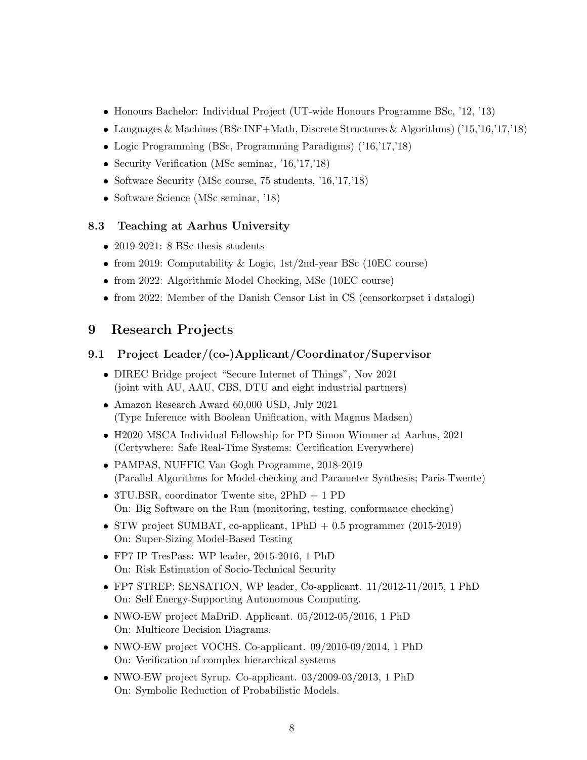- Honours Bachelor: Individual Project (UT-wide Honours Programme BSc, '12, '13)
- Languages & Machines (BSc INF+Math, Discrete Structures & Algorithms) ('15,'16,'17,'18)
- Logic Programming (BSc, Programming Paradigms) ('16,'17,'18)
- Security Verification (MSc seminar, '16,'17,'18)
- Software Security (MSc course, 75 students, '16,'17,'18)
- Software Science (MSc seminar, '18)

### 8.3 Teaching at Aarhus University

- 2019-2021: 8 BSc thesis students
- from 2019: Computability & Logic, 1st/2nd-year BSc (10EC course)
- from 2022: Algorithmic Model Checking, MSc (10EC course)
- from 2022: Member of the Danish Censor List in CS (censorkorpset i datalogi)

## 9 Research Projects

### 9.1 Project Leader/(co-)Applicant/Coordinator/Supervisor

- DIREC Bridge project "Secure Internet of Things", Nov 2021
  (joint with AU, AAU, CBS, DTU and eight industrial partners)
- Amazon Research Award 60,000 USD, July 2021
  (Type Inference with Boolean Unification, with Magnus Madsen)
- H2020 MSCA Individual Fellowship for PD Simon Wimmer at Aarhus, 2021
  (Certywhere: Safe Real-Time Systems: Certification Everywhere)
- PAMPAS, NUFFIC Van Gogh Programme, 2018-2019
  (Parallel Algorithms for Model-checking and Parameter Synthesis; Paris-Twente)
- 3TU.BSR, coordinator Twente site, 2PhD + 1 PD
  On: Big Software on the Run (monitoring, testing, conformance checking)
- STW project SUMBAT, co-applicant, 1PhD + 0.5 programmer (2015-2019)
  On: Super-Sizing Model-Based Testing
- FP7 IP TresPass: WP leader, 2015-2016, 1 PhD
  On: Risk Estimation of Socio-Technical Security
- FP7 STREP: SENSATION, WP leader, Co-applicant. 11/2012-11/2015, 1 PhD
  On: Self Energy-Supporting Autonomous Computing.
- NWO-EW project MaDriD. Applicant. 05/2012-05/2016, 1 PhD
  On: Multicore Decision Diagrams.
- NWO-EW project VOCHS. Co-applicant. 09/2010-09/2014, 1 PhD
  On: Verification of complex hierarchical systems
- NWO-EW project Syrup. Co-applicant. 03/2009-03/2013, 1 PhD
  On: Symbolic Reduction of Probabilistic Models.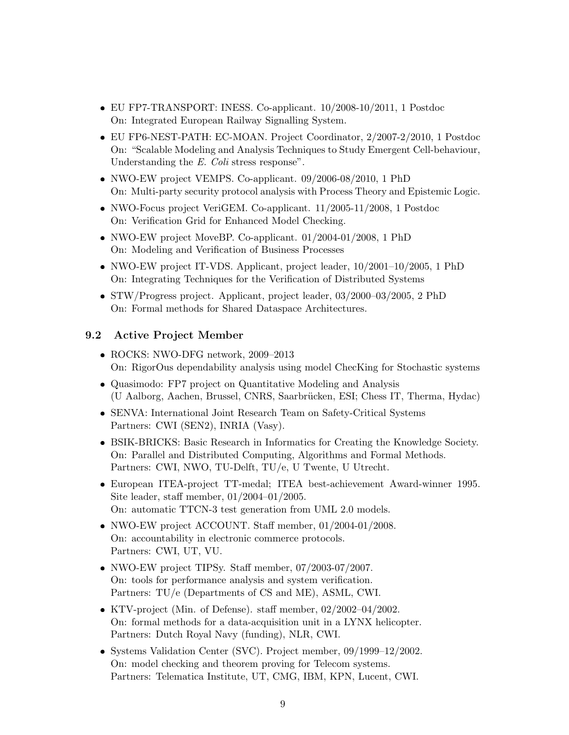- EU FP7-TRANSPORT: INESS. Co-applicant. 10/2008-10/2011, 1 Postdoc
  On: Integrated European Railway Signalling System.
- EU FP6-NEST-PATH: EC-MOAN. Project Coordinator, 2/2007-2/2010, 1 Postdoc
  On: "Scalable Modeling and Analysis Techniques to Study Emergent Cell-behaviour, Understanding the *E. Coli* stress response".
- NWO-EW project VEMPS. Co-applicant. 09/2006-08/2010, 1 PhD
  On: Multi-party security protocol analysis with Process Theory and Epistemic Logic.
- NWO-Focus project VeriGEM. Co-applicant. 11/2005-11/2008, 1 Postdoc
  On: Verification Grid for Enhanced Model Checking.
- NWO-EW project MoveBP. Co-applicant. 01/2004-01/2008, 1 PhD
  On: Modeling and Verification of Business Processes
- NWO-EW project IT-VDS. Applicant, project leader, 10/2001–10/2005, 1 PhD
  On: Integrating Techniques for the Verification of Distributed Systems
- STW/Progress project. Applicant, project leader, 03/2000–03/2005, 2 PhD
  On: Formal methods for Shared Dataspace Architectures.

### 9.2 Active Project Member

- ROCKS: NWO-DFG network, 2009–2013
  On: RigorOus dependability analysis using model ChecKing for Stochastic systems
- Quasimodo: FP7 project on Quantitative Modeling and Analysis
  (U Aalborg, Aachen, Brussel, CNRS, Saarbrücken, ESI; Chess IT, Therma, Hydac)
- SENVA: International Joint Research Team on Safety-Critical Systems
  Partners: CWI (SEN2), INRIA (Vasy).
- BSIK-BRICKS: Basic Research in Informatics for Creating the Knowledge Society.
  On: Parallel and Distributed Computing, Algorithms and Formal Methods.
  Partners: CWI, NWO, TU-Delft, TU/e, U Twente, U Utrecht.
- European ITEA-project TT-medal; ITEA best-achievement Award-winner 1995.
  Site leader, staff member, 01/2004–01/2005.
  On: automatic TTCN-3 test generation from UML 2.0 models.
- NWO-EW project ACCOUNT. Staff member, 01/2004-01/2008.
  On: accountability in electronic commerce protocols.
  Partners: CWI, UT, VU.
- NWO-EW project TIPSy. Staff member, 07/2003-07/2007.
  On: tools for performance analysis and system verification.
  Partners: TU/e (Departments of CS and ME), ASML, CWI.
- KTV-project (Min. of Defense). staff member, 02/2002–04/2002.
  On: formal methods for a data-acquisition unit in a LYNX helicopter.
  Partners: Dutch Royal Navy (funding), NLR, CWI.
- Systems Validation Center (SVC). Project member, 09/1999–12/2002.
  On: model checking and theorem proving for Telecom systems.
  Partners: Telematica Institute, UT, CMG, IBM, KPN, Lucent, CWI.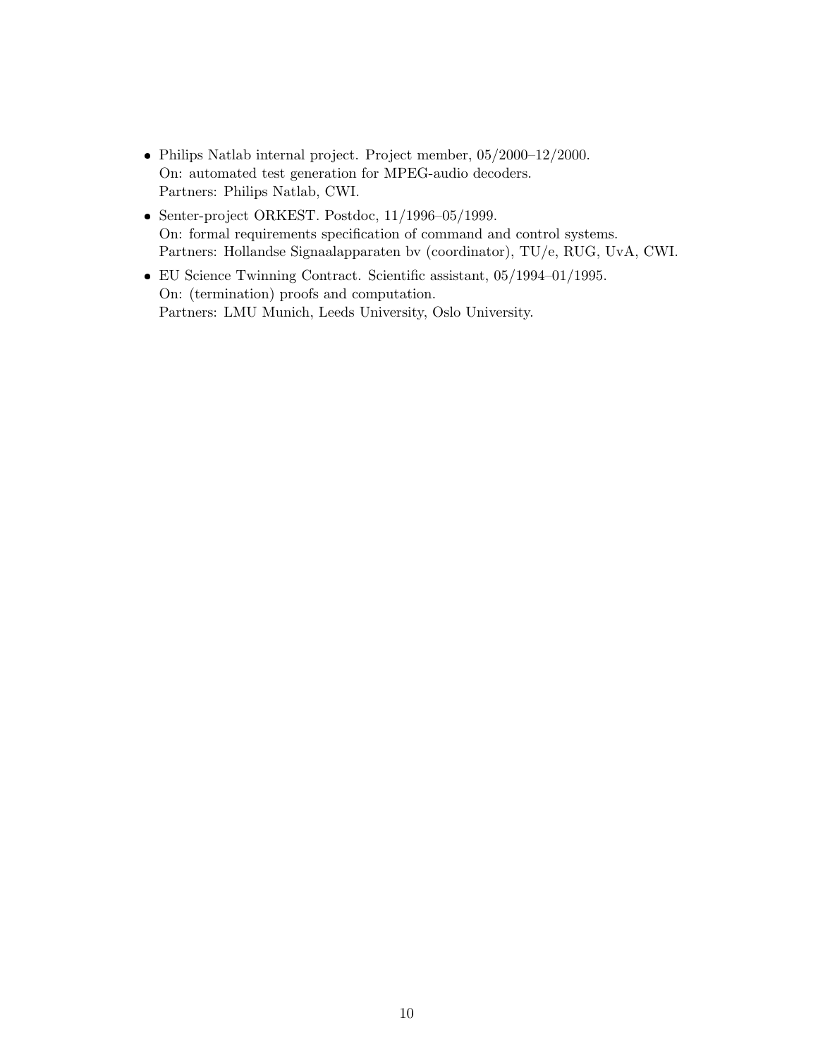- Philips Natlab internal project. Project member, 05/2000–12/2000.
  On: automated test generation for MPEG-audio decoders.
  Partners: Philips Natlab, CWI.
- Senter-project ORKEST. Postdoc, 11/1996–05/1999.
  On: formal requirements specification of command and control systems.
  Partners: Hollandse Signaalapparaten bv (coordinator), TU/e, RUG, UvA, CWI.
- EU Science Twinning Contract. Scientific assistant, 05/1994–01/1995.
  On: (termination) proofs and computation.
  Partners: LMU Munich, Leeds University, Oslo University.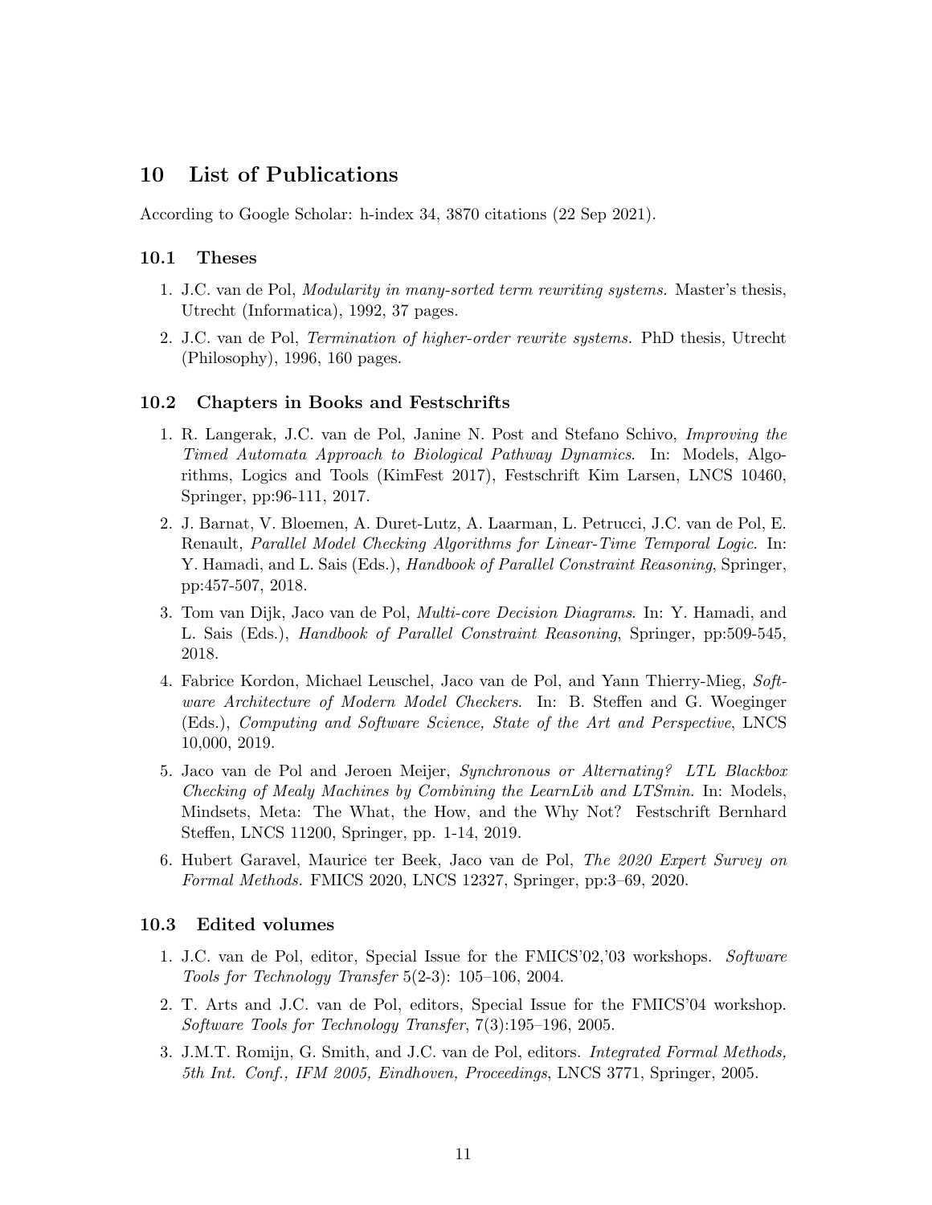## 10 List of Publications

According to Google Scholar: h-index 34, 3870 citations (22 Sep 2021).

### 10.1 Theses

1. J.C. van de Pol, *Modularity in many-sorted term rewriting systems.* Master's thesis, Utrecht (Informatica), 1992, 37 pages.
2. J.C. van de Pol, *Termination of higher-order rewrite systems.* PhD thesis, Utrecht (Philosophy), 1996, 160 pages.

### 10.2 Chapters in Books and Festschrifts

1. R. Langerak, J.C. van de Pol, Janine N. Post and Stefano Schivo, *Improving the Timed Automata Approach to Biological Pathway Dynamics*. In: Models, Algorithms, Logics and Tools (KimFest 2017), Festschrift Kim Larsen, LNCS 10460, Springer, pp:96-111, 2017.
2. J. Barnat, V. Bloemen, A. Duret-Lutz, A. Laarman, L. Petrucci, J.C. van de Pol, E. Renault, *Parallel Model Checking Algorithms for Linear-Time Temporal Logic*. In: Y. Hamadi, and L. Sais (Eds.), *Handbook of Parallel Constraint Reasoning*, Springer, pp:457-507, 2018.
3. Tom van Dijk, Jaco van de Pol, *Multi-core Decision Diagrams*. In: Y. Hamadi, and L. Sais (Eds.), *Handbook of Parallel Constraint Reasoning*, Springer, pp:509-545, 2018.
4. Fabrice Kordon, Michael Leuschel, Jaco van de Pol, and Yann Thierry-Mieg, *Software Architecture of Modern Model Checkers*. In: B. Steffen and G. Woeginger (Eds.), *Computing and Software Science, State of the Art and Perspective*, LNCS 10,000, 2019.
5. Jaco van de Pol and Jeroen Meijer, *Synchronous or Alternating? LTL Blackbox Checking of Mealy Machines by Combining the LearnLib and LTSmin*. In: Models, Mindsets, Meta: The What, the How, and the Why Not? Festschrift Bernhard Steffen, LNCS 11200, Springer, pp. 1-14, 2019.
6. Hubert Garavel, Maurice ter Beek, Jaco van de Pol, *The 2020 Expert Survey on Formal Methods.* FMICS 2020, LNCS 12327, Springer, pp:3–69, 2020.

### 10.3 Edited volumes

1. J.C. van de Pol, editor, Special Issue for the FMICS'02,'03 workshops. *Software Tools for Technology Transfer* 5(2-3): 105–106, 2004.
2. T. Arts and J.C. van de Pol, editors, Special Issue for the FMICS'04 workshop. *Software Tools for Technology Transfer*, 7(3):195–196, 2005.
3. J.M.T. Romijn, G. Smith, and J.C. van de Pol, editors. *Integrated Formal Methods, 5th Int. Conf., IFM 2005, Eindhoven, Proceedings*, LNCS 3771, Springer, 2005.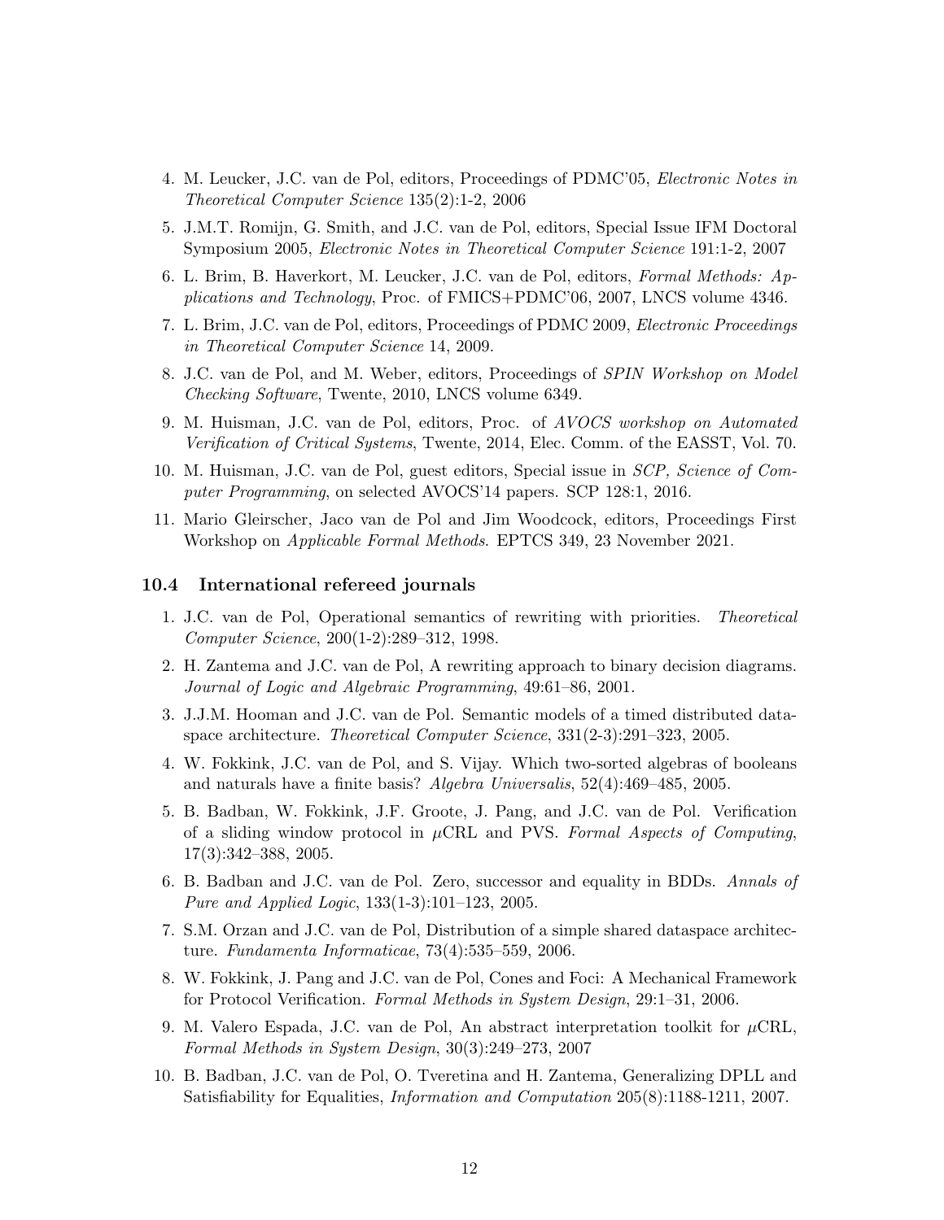4. M. Leucker, J.C. van de Pol, editors, Proceedings of PDMC'05, *Electronic Notes in Theoretical Computer Science* 135(2):1-2, 2006
5. J.M.T. Romijn, G. Smith, and J.C. van de Pol, editors, Special Issue IFM Doctoral Symposium 2005, *Electronic Notes in Theoretical Computer Science* 191:1-2, 2007
6. L. Brim, B. Haverkort, M. Leucker, J.C. van de Pol, editors, *Formal Methods: Applications and Technology*, Proc. of FMICS+PDMC'06, 2007, LNCS volume 4346.
7. L. Brim, J.C. van de Pol, editors, Proceedings of PDMC 2009, *Electronic Proceedings in Theoretical Computer Science* 14, 2009.
8. J.C. van de Pol, and M. Weber, editors, Proceedings of *SPIN Workshop on Model Checking Software*, Twente, 2010, LNCS volume 6349.
9. M. Huisman, J.C. van de Pol, editors, Proc. of *AVOCS workshop on Automated Verification of Critical Systems*, Twente, 2014, Elec. Comm. of the EASST, Vol. 70.
10. M. Huisman, J.C. van de Pol, guest editors, Special issue in *SCP, Science of Computer Programming*, on selected AVOCS'14 papers. SCP 128:1, 2016.
11. Mario Gleirscher, Jaco van de Pol and Jim Woodcock, editors, Proceedings First Workshop on *Applicable Formal Methods*. EPTCS 349, 23 November 2021.

### 10.4 International refereed journals

1. J.C. van de Pol, Operational semantics of rewriting with priorities. *Theoretical Computer Science*, 200(1-2):289–312, 1998.
2. H. Zantema and J.C. van de Pol, A rewriting approach to binary decision diagrams. *Journal of Logic and Algebraic Programming*, 49:61–86, 2001.
3. J.J.M. Hooman and J.C. van de Pol. Semantic models of a timed distributed dataspace architecture. *Theoretical Computer Science*, 331(2-3):291–323, 2005.
4. W. Fokkink, J.C. van de Pol, and S. Vijay. Which two-sorted algebras of booleans and naturals have a finite basis? *Algebra Universalis*, 52(4):469–485, 2005.
5. B. Badban, W. Fokkink, J.F. Groote, J. Pang, and J.C. van de Pol. Verification of a sliding window protocol in $\mu$CRL and PVS. *Formal Aspects of Computing*, 17(3):342–388, 2005.
6. B. Badban and J.C. van de Pol. Zero, successor and equality in BDDs. *Annals of Pure and Applied Logic*, 133(1-3):101–123, 2005.
7. S.M. Orzan and J.C. van de Pol, Distribution of a simple shared dataspace architecture. *Fundamenta Informaticae*, 73(4):535–559, 2006.
8. W. Fokkink, J. Pang and J.C. van de Pol, Cones and Foci: A Mechanical Framework for Protocol Verification. *Formal Methods in System Design*, 29:1–31, 2006.
9. M. Valero Espada, J.C. van de Pol, An abstract interpretation toolkit for $\mu$CRL, *Formal Methods in System Design*, 30(3):249–273, 2007
10. B. Badban, J.C. van de Pol, O. Tveretina and H. Zantema, Generalizing DPLL and Satisfiability for Equalities, *Information and Computation* 205(8):1188-1211, 2007.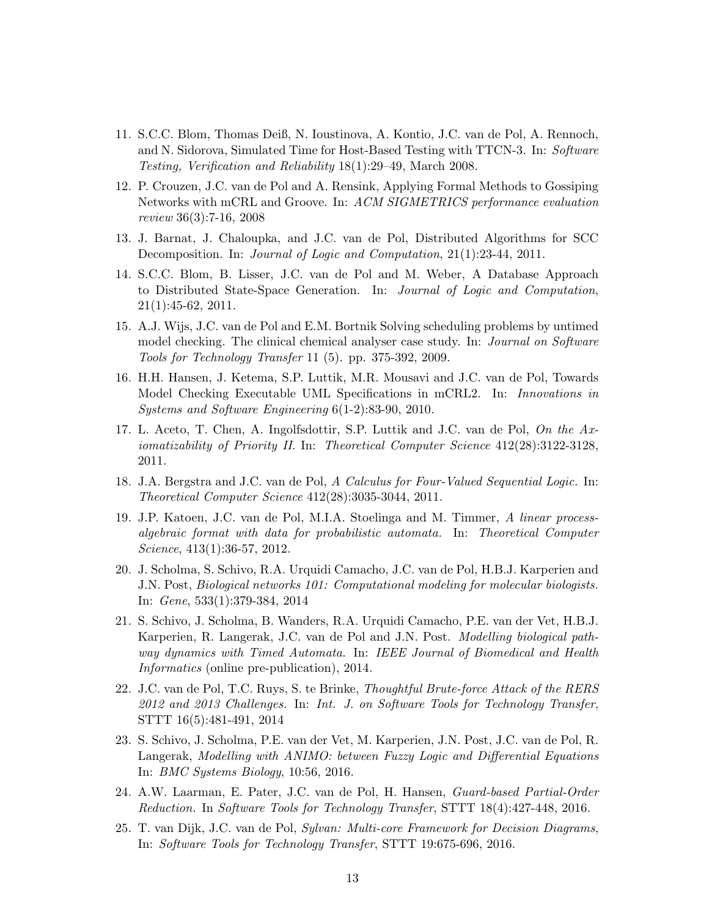11. S.C.C. Blom, Thomas Deiß, N. Ioustinova, A. Kontio, J.C. van de Pol, A. Rennoch, and N. Sidorova, Simulated Time for Host-Based Testing with TTCN-3. In: *Software Testing, Verification and Reliability* 18(1):29–49, March 2008.

12. P. Crouzen, J.C. van de Pol and A. Rensink, Applying Formal Methods to Gossiping Networks with mCRL and Groove. In: *ACM SIGMETRICS performance evaluation review* 36(3):7-16, 2008

13. J. Barnat, J. Chaloupka, and J.C. van de Pol, Distributed Algorithms for SCC Decomposition. In: *Journal of Logic and Computation*, 21(1):23-44, 2011.

14. S.C.C. Blom, B. Lisser, J.C. van de Pol and M. Weber, A Database Approach to Distributed State-Space Generation. In: *Journal of Logic and Computation*, 21(1):45-62, 2011.

15. A.J. Wijs, J.C. van de Pol and E.M. Bortnik Solving scheduling problems by untimed model checking. The clinical chemical analyser case study. In: *Journal on Software Tools for Technology Transfer* 11 (5). pp. 375-392, 2009.

16. H.H. Hansen, J. Ketema, S.P. Luttik, M.R. Mousavi and J.C. van de Pol, Towards Model Checking Executable UML Specifications in mCRL2. In: *Innovations in Systems and Software Engineering* 6(1-2):83-90, 2010.

17. L. Aceto, T. Chen, A. Ingolfsdottir, S.P. Luttik and J.C. van de Pol, *On the Axiomatizability of Priority II.* In: *Theoretical Computer Science* 412(28):3122-3128, 2011.

18. J.A. Bergstra and J.C. van de Pol, *A Calculus for Four-Valued Sequential Logic.* In: *Theoretical Computer Science* 412(28):3035-3044, 2011.

19. J.P. Katoen, J.C. van de Pol, M.I.A. Stoelinga and M. Timmer, *A linear process-algebraic format with data for probabilistic automata.* In: *Theoretical Computer Science*, 413(1):36-57, 2012.

20. J. Scholma, S. Schivo, R.A. Urquidi Camacho, J.C. van de Pol, H.B.J. Karperien and J.N. Post, *Biological networks 101: Computational modeling for molecular biologists.* In: *Gene*, 533(1):379-384, 2014

21. S. Schivo, J. Scholma, B. Wanders, R.A. Urquidi Camacho, P.E. van der Vet, H.B.J. Karperien, R. Langerak, J.C. van de Pol and J.N. Post. *Modelling biological pathway dynamics with Timed Automata.* In: *IEEE Journal of Biomedical and Health Informatics* (online pre-publication), 2014.

22. J.C. van de Pol, T.C. Ruys, S. te Brinke, *Thoughtful Brute-force Attack of the RERS 2012 and 2013 Challenges.* In: *Int. J. on Software Tools for Technology Transfer*, STTT 16(5):481-491, 2014

23. S. Schivo, J. Scholma, P.E. van der Vet, M. Karperien, J.N. Post, J.C. van de Pol, R. Langerak, *Modelling with ANIMO: between Fuzzy Logic and Differential Equations* In: *BMC Systems Biology*, 10:56, 2016.

24. A.W. Laarman, E. Pater, J.C. van de Pol, H. Hansen, *Guard-based Partial-Order Reduction.* In *Software Tools for Technology Transfer*, STTT 18(4):427-448, 2016.

25. T. van Dijk, J.C. van de Pol, *Sylvan: Multi-core Framework for Decision Diagrams*, In: *Software Tools for Technology Transfer*, STTT 19:675-696, 2016.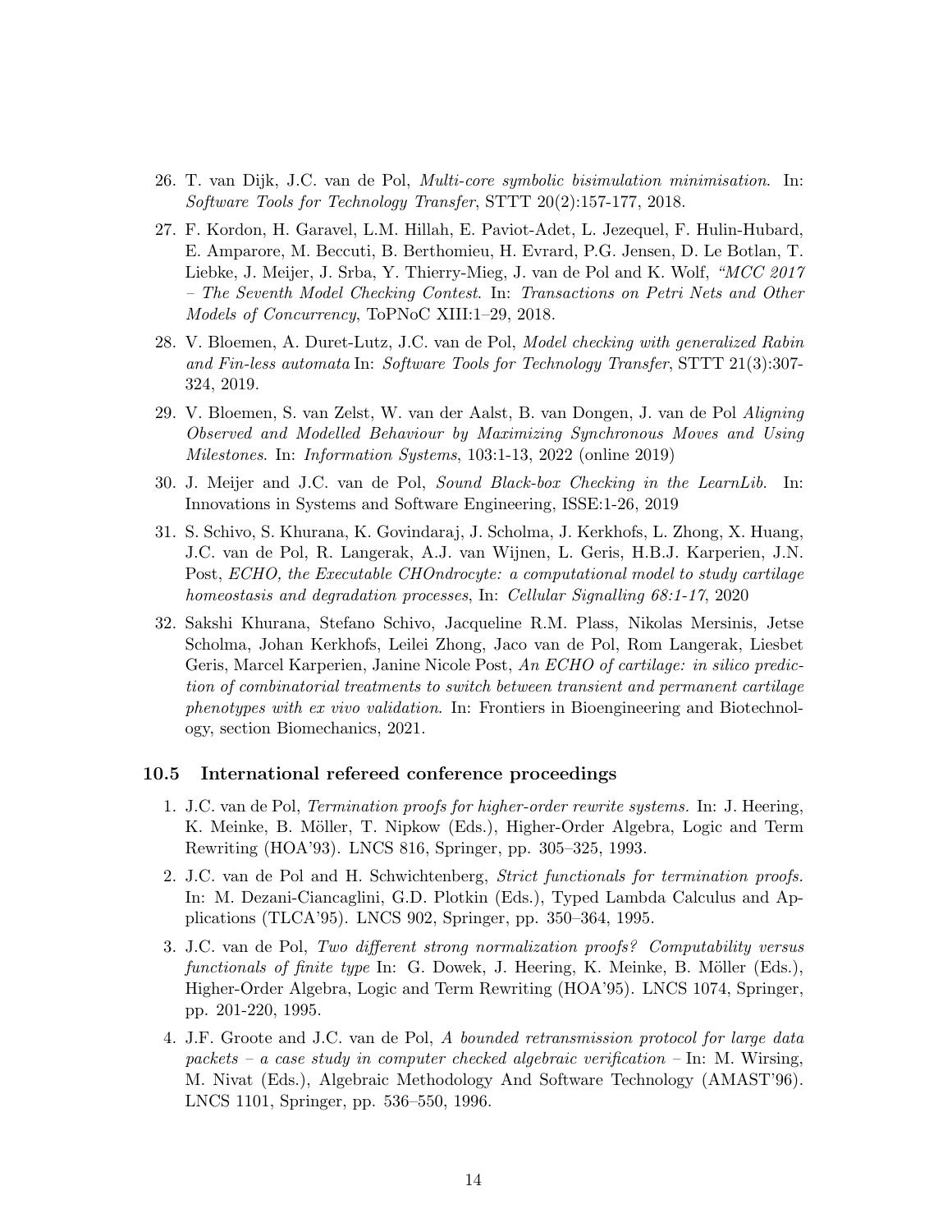26. T. van Dijk, J.C. van de Pol, *Multi-core symbolic bisimulation minimisation*. In: *Software Tools for Technology Transfer*, STTT 20(2):157-177, 2018.

27. F. Kordon, H. Garavel, L.M. Hillah, E. Paviot-Adet, L. Jezequel, F. Hulin-Hubard, E. Amparore, M. Beccuti, B. Berthomieu, H. Evrard, P.G. Jensen, D. Le Botlan, T. Liebke, J. Meijer, J. Srba, Y. Thierry-Mieg, J. van de Pol and K. Wolf, *"MCC 2017 – The Seventh Model Checking Contest*. In: *Transactions on Petri Nets and Other Models of Concurrency*, ToPNoC XIII:1–29, 2018.

28. V. Bloemen, A. Duret-Lutz, J.C. van de Pol, *Model checking with generalized Rabin and Fin-less automata* In: *Software Tools for Technology Transfer*, STTT 21(3):307-324, 2019.

29. V. Bloemen, S. van Zelst, W. van der Aalst, B. van Dongen, J. van de Pol *Aligning Observed and Modelled Behaviour by Maximizing Synchronous Moves and Using Milestones*. In: *Information Systems*, 103:1-13, 2022 (online 2019)

30. J. Meijer and J.C. van de Pol, *Sound Black-box Checking in the LearnLib*. In: Innovations in Systems and Software Engineering, ISSE:1-26, 2019

31. S. Schivo, S. Khurana, K. Govindaraj, J. Scholma, J. Kerkhofs, L. Zhong, X. Huang, J.C. van de Pol, R. Langerak, A.J. van Wijnen, L. Geris, H.B.J. Karperien, J.N. Post, *ECHO, the Executable CHOndrocyte: a computational model to study cartilage homeostasis and degradation processes*, In: *Cellular Signalling 68:1-17*, 2020

32. Sakshi Khurana, Stefano Schivo, Jacqueline R.M. Plass, Nikolas Mersinis, Jetse Scholma, Johan Kerkhofs, Leilei Zhong, Jaco van de Pol, Rom Langerak, Liesbet Geris, Marcel Karperien, Janine Nicole Post, *An ECHO of cartilage: in silico prediction of combinatorial treatments to switch between transient and permanent cartilage phenotypes with ex vivo validation*. In: Frontiers in Bioengineering and Biotechnology, section Biomechanics, 2021.

### 10.5 International refereed conference proceedings

1. J.C. van de Pol, *Termination proofs for higher-order rewrite systems.* In: J. Heering, K. Meinke, B. Möller, T. Nipkow (Eds.), Higher-Order Algebra, Logic and Term Rewriting (HOA'93). LNCS 816, Springer, pp. 305–325, 1993.

2. J.C. van de Pol and H. Schwichtenberg, *Strict functionals for termination proofs.* In: M. Dezani-Ciancaglini, G.D. Plotkin (Eds.), Typed Lambda Calculus and Applications (TLCA'95). LNCS 902, Springer, pp. 350–364, 1995.

3. J.C. van de Pol, *Two different strong normalization proofs? Computability versus functionals of finite type* In: G. Dowek, J. Heering, K. Meinke, B. Möller (Eds.), Higher-Order Algebra, Logic and Term Rewriting (HOA'95). LNCS 1074, Springer, pp. 201-220, 1995.

4. J.F. Groote and J.C. van de Pol, *A bounded retransmission protocol for large data packets – a case study in computer checked algebraic verification* – In: M. Wirsing, M. Nivat (Eds.), Algebraic Methodology And Software Technology (AMAST'96). LNCS 1101, Springer, pp. 536–550, 1996.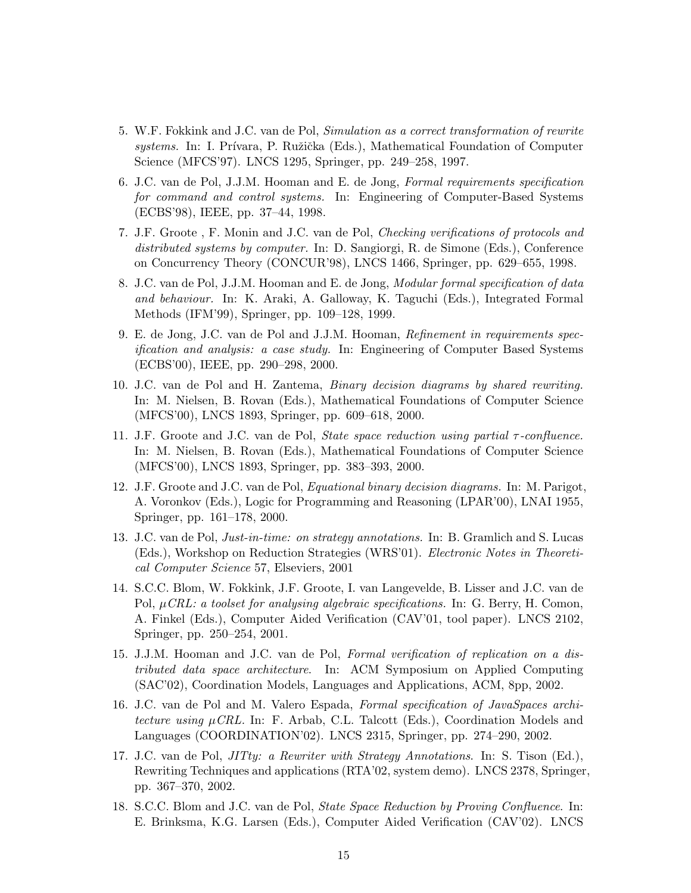5. W.F. Fokkink and J.C. van de Pol, *Simulation as a correct transformation of rewrite systems.* In: I. Prívara, P. Ružička (Eds.), Mathematical Foundation of Computer Science (MFCS'97). LNCS 1295, Springer, pp. 249–258, 1997.

6. J.C. van de Pol, J.J.M. Hooman and E. de Jong, *Formal requirements specification for command and control systems.* In: Engineering of Computer-Based Systems (ECBS'98), IEEE, pp. 37–44, 1998.

7. J.F. Groote , F. Monin and J.C. van de Pol, *Checking verifications of protocols and distributed systems by computer.* In: D. Sangiorgi, R. de Simone (Eds.), Conference on Concurrency Theory (CONCUR'98), LNCS 1466, Springer, pp. 629–655, 1998.

8. J.C. van de Pol, J.J.M. Hooman and E. de Jong, *Modular formal specification of data and behaviour.* In: K. Araki, A. Galloway, K. Taguchi (Eds.), Integrated Formal Methods (IFM'99), Springer, pp. 109–128, 1999.

9. E. de Jong, J.C. van de Pol and J.J.M. Hooman, *Refinement in requirements specification and analysis: a case study.* In: Engineering of Computer Based Systems (ECBS'00), IEEE, pp. 290–298, 2000.

10. J.C. van de Pol and H. Zantema, *Binary decision diagrams by shared rewriting.* In: M. Nielsen, B. Rovan (Eds.), Mathematical Foundations of Computer Science (MFCS'00), LNCS 1893, Springer, pp. 609–618, 2000.

11. J.F. Groote and J.C. van de Pol, *State space reduction using partial $\tau$-confluence.* In: M. Nielsen, B. Rovan (Eds.), Mathematical Foundations of Computer Science (MFCS'00), LNCS 1893, Springer, pp. 383–393, 2000.

12. J.F. Groote and J.C. van de Pol, *Equational binary decision diagrams.* In: M. Parigot, A. Voronkov (Eds.), Logic for Programming and Reasoning (LPAR'00), LNAI 1955, Springer, pp. 161–178, 2000.

13. J.C. van de Pol, *Just-in-time: on strategy annotations.* In: B. Gramlich and S. Lucas (Eds.), Workshop on Reduction Strategies (WRS'01). *Electronic Notes in Theoretical Computer Science* 57, Elseviers, 2001

14. S.C.C. Blom, W. Fokkink, J.F. Groote, I. van Langevelde, B. Lisser and J.C. van de Pol, *$\mu$CRL: a toolset for analysing algebraic specifications.* In: G. Berry, H. Comon, A. Finkel (Eds.), Computer Aided Verification (CAV'01, tool paper). LNCS 2102, Springer, pp. 250–254, 2001.

15. J.J.M. Hooman and J.C. van de Pol, *Formal verification of replication on a distributed data space architecture.* In: ACM Symposium on Applied Computing (SAC'02), Coordination Models, Languages and Applications, ACM, 8pp, 2002.

16. J.C. van de Pol and M. Valero Espada, *Formal specification of JavaSpaces architecture using $\mu$CRL.* In: F. Arbab, C.L. Talcott (Eds.), Coordination Models and Languages (COORDINATION'02). LNCS 2315, Springer, pp. 274–290, 2002.

17. J.C. van de Pol, *JITty: a Rewriter with Strategy Annotations.* In: S. Tison (Ed.), Rewriting Techniques and applications (RTA'02, system demo). LNCS 2378, Springer, pp. 367–370, 2002.

18. S.C.C. Blom and J.C. van de Pol, *State Space Reduction by Proving Confluence.* In: E. Brinksma, K.G. Larsen (Eds.), Computer Aided Verification (CAV'02). LNCS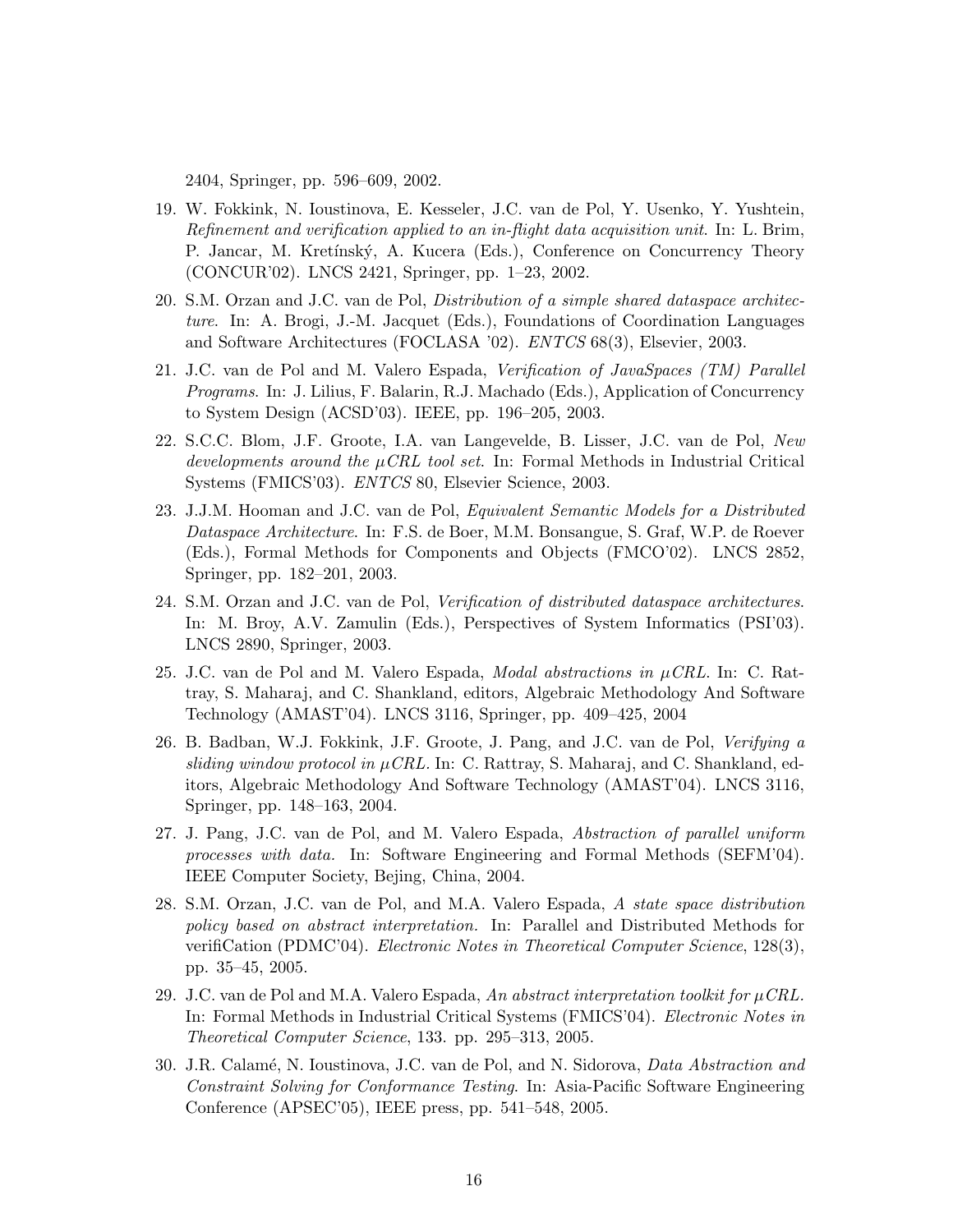2404, Springer, pp. 596–609, 2002.

19. W. Fokkink, N. Ioustinova, E. Kesseler, J.C. van de Pol, Y. Usenko, Y. Yushtein, *Refinement and verification applied to an in-flight data acquisition unit*. In: L. Brim, P. Jancar, M. Kretínský, A. Kucera (Eds.), Conference on Concurrency Theory (CONCUR'02). LNCS 2421, Springer, pp. 1–23, 2002.

20. S.M. Orzan and J.C. van de Pol, *Distribution of a simple shared dataspace architecture*. In: A. Brogi, J.-M. Jacquet (Eds.), Foundations of Coordination Languages and Software Architectures (FOCLASA '02). *ENTCS* 68(3), Elsevier, 2003.

21. J.C. van de Pol and M. Valero Espada, *Verification of JavaSpaces (TM) Parallel Programs*. In: J. Lilius, F. Balarin, R.J. Machado (Eds.), Application of Concurrency to System Design (ACSD'03). IEEE, pp. 196–205, 2003.

22. S.C.C. Blom, J.F. Groote, I.A. van Langevelde, B. Lisser, J.C. van de Pol, *New developments around the $\mu$CRL tool set*. In: Formal Methods in Industrial Critical Systems (FMICS'03). *ENTCS* 80, Elsevier Science, 2003.

23. J.J.M. Hooman and J.C. van de Pol, *Equivalent Semantic Models for a Distributed Dataspace Architecture*. In: F.S. de Boer, M.M. Bonsangue, S. Graf, W.P. de Roever (Eds.), Formal Methods for Components and Objects (FMCO'02). LNCS 2852, Springer, pp. 182–201, 2003.

24. S.M. Orzan and J.C. van de Pol, *Verification of distributed dataspace architectures*. In: M. Broy, A.V. Zamulin (Eds.), Perspectives of System Informatics (PSI'03). LNCS 2890, Springer, 2003.

25. J.C. van de Pol and M. Valero Espada, *Modal abstractions in $\mu$CRL*. In: C. Rattray, S. Maharaj, and C. Shankland, editors, Algebraic Methodology And Software Technology (AMAST'04). LNCS 3116, Springer, pp. 409–425, 2004

26. B. Badban, W.J. Fokkink, J.F. Groote, J. Pang, and J.C. van de Pol, *Verifying a sliding window protocol in $\mu$CRL*. In: C. Rattray, S. Maharaj, and C. Shankland, editors, Algebraic Methodology And Software Technology (AMAST'04). LNCS 3116, Springer, pp. 148–163, 2004.

27. J. Pang, J.C. van de Pol, and M. Valero Espada, *Abstraction of parallel uniform processes with data.* In: Software Engineering and Formal Methods (SEFM'04). IEEE Computer Society, Bejing, China, 2004.

28. S.M. Orzan, J.C. van de Pol, and M.A. Valero Espada, *A state space distribution policy based on abstract interpretation.* In: Parallel and Distributed Methods for verifiCation (PDMC'04). *Electronic Notes in Theoretical Computer Science*, 128(3), pp. 35–45, 2005.

29. J.C. van de Pol and M.A. Valero Espada, *An abstract interpretation toolkit for $\mu$CRL.* In: Formal Methods in Industrial Critical Systems (FMICS'04). *Electronic Notes in Theoretical Computer Science*, 133. pp. 295–313, 2005.

30. J.R. Calamé, N. Ioustinova, J.C. van de Pol, and N. Sidorova, *Data Abstraction and Constraint Solving for Conformance Testing*. In: Asia-Pacific Software Engineering Conference (APSEC'05), IEEE press, pp. 541–548, 2005.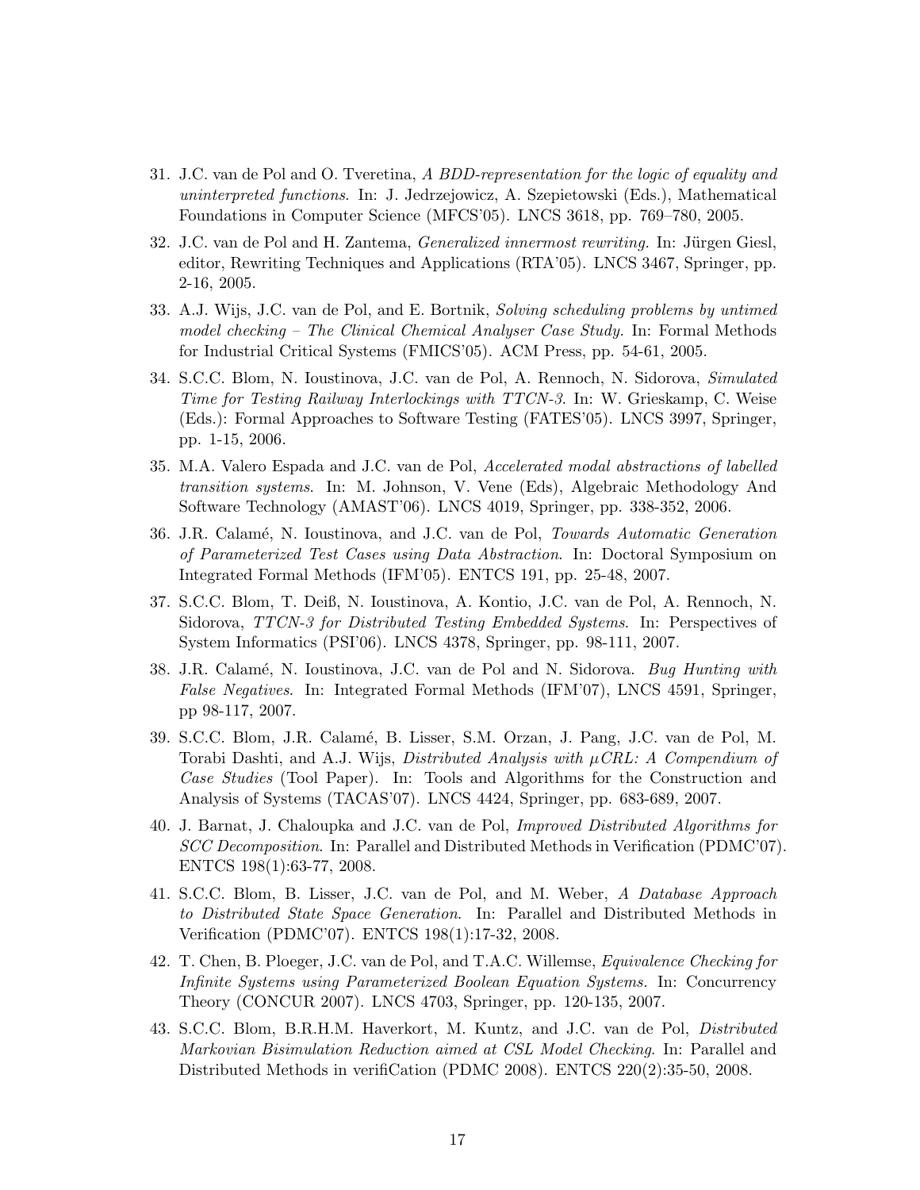31. J.C. van de Pol and O. Tveretina, *A BDD-representation for the logic of equality and uninterpreted functions*. In: J. Jedrzejowicz, A. Szepietowski (Eds.), Mathematical Foundations in Computer Science (MFCS'05). LNCS 3618, pp. 769–780, 2005.
32. J.C. van de Pol and H. Zantema, *Generalized innermost rewriting.* In: Jürgen Giesl, editor, Rewriting Techniques and Applications (RTA'05). LNCS 3467, Springer, pp. 2-16, 2005.
33. A.J. Wijs, J.C. van de Pol, and E. Bortnik, *Solving scheduling problems by untimed model checking – The Clinical Chemical Analyser Case Study.* In: Formal Methods for Industrial Critical Systems (FMICS'05). ACM Press, pp. 54-61, 2005.
34. S.C.C. Blom, N. Ioustinova, J.C. van de Pol, A. Rennoch, N. Sidorova, *Simulated Time for Testing Railway Interlockings with TTCN-3.* In: W. Grieskamp, C. Weise (Eds.): Formal Approaches to Software Testing (FATES'05). LNCS 3997, Springer, pp. 1-15, 2006.
35. M.A. Valero Espada and J.C. van de Pol, *Accelerated modal abstractions of labelled transition systems.* In: M. Johnson, V. Vene (Eds), Algebraic Methodology And Software Technology (AMAST'06). LNCS 4019, Springer, pp. 338-352, 2006.
36. J.R. Calamé, N. Ioustinova, and J.C. van de Pol, *Towards Automatic Generation of Parameterized Test Cases using Data Abstraction*. In: Doctoral Symposium on Integrated Formal Methods (IFM'05). ENTCS 191, pp. 25-48, 2007.
37. S.C.C. Blom, T. Deiß, N. Ioustinova, A. Kontio, J.C. van de Pol, A. Rennoch, N. Sidorova, *TTCN-3 for Distributed Testing Embedded Systems*. In: Perspectives of System Informatics (PSI'06). LNCS 4378, Springer, pp. 98-111, 2007.
38. J.R. Calamé, N. Ioustinova, J.C. van de Pol and N. Sidorova. *Bug Hunting with False Negatives*. In: Integrated Formal Methods (IFM'07), LNCS 4591, Springer, pp 98-117, 2007.
39. S.C.C. Blom, J.R. Calamé, B. Lisser, S.M. Orzan, J. Pang, J.C. van de Pol, M. Torabi Dashti, and A.J. Wijs, *Distributed Analysis with $\mu$CRL: A Compendium of Case Studies* (Tool Paper). In: Tools and Algorithms for the Construction and Analysis of Systems (TACAS'07). LNCS 4424, Springer, pp. 683-689, 2007.
40. J. Barnat, J. Chaloupka and J.C. van de Pol, *Improved Distributed Algorithms for SCC Decomposition*. In: Parallel and Distributed Methods in Verification (PDMC'07). ENTCS 198(1):63-77, 2008.
41. S.C.C. Blom, B. Lisser, J.C. van de Pol, and M. Weber, *A Database Approach to Distributed State Space Generation*. In: Parallel and Distributed Methods in Verification (PDMC'07). ENTCS 198(1):17-32, 2008.
42. T. Chen, B. Ploeger, J.C. van de Pol, and T.A.C. Willemse, *Equivalence Checking for Infinite Systems using Parameterized Boolean Equation Systems.* In: Concurrency Theory (CONCUR 2007). LNCS 4703, Springer, pp. 120-135, 2007.
43. S.C.C. Blom, B.R.H.M. Haverkort, M. Kuntz, and J.C. van de Pol, *Distributed Markovian Bisimulation Reduction aimed at CSL Model Checking*. In: Parallel and Distributed Methods in verifiCation (PDMC 2008). ENTCS 220(2):35-50, 2008.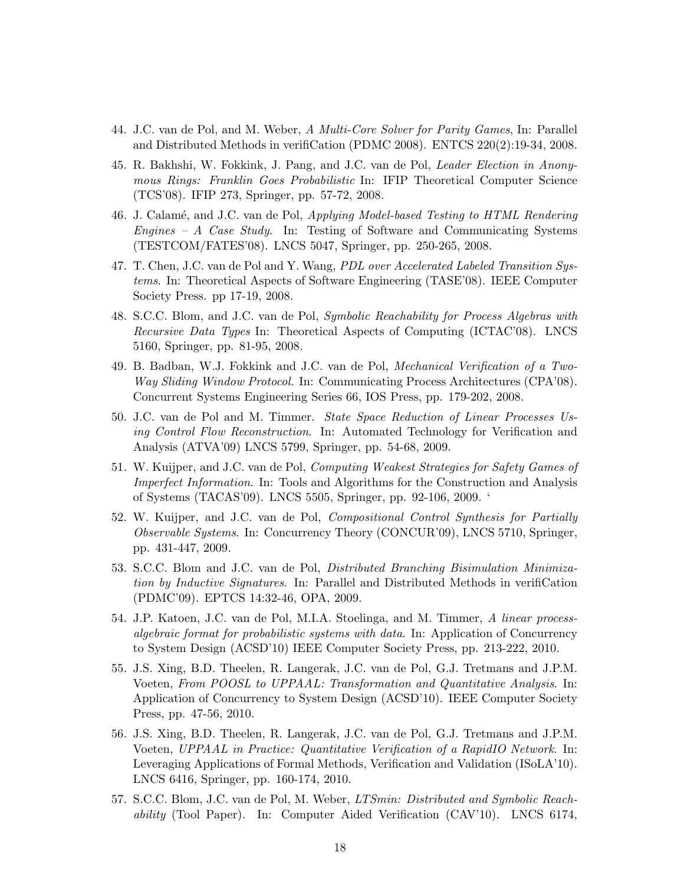44. J.C. van de Pol, and M. Weber, *A Multi-Core Solver for Parity Games*, In: Parallel and Distributed Methods in verifiCation (PDMC 2008). ENTCS 220(2):19-34, 2008.

45. R. Bakhshi, W. Fokkink, J. Pang, and J.C. van de Pol, *Leader Election in Anonymous Rings: Franklin Goes Probabilistic* In: IFIP Theoretical Computer Science (TCS'08). IFIP 273, Springer, pp. 57-72, 2008.

46. J. Calamé, and J.C. van de Pol, *Applying Model-based Testing to HTML Rendering Engines – A Case Study*. In: Testing of Software and Communicating Systems (TESTCOM/FATES'08). LNCS 5047, Springer, pp. 250-265, 2008.

47. T. Chen, J.C. van de Pol and Y. Wang, *PDL over Accelerated Labeled Transition Systems*. In: Theoretical Aspects of Software Engineering (TASE'08). IEEE Computer Society Press. pp 17-19, 2008.

48. S.C.C. Blom, and J.C. van de Pol, *Symbolic Reachability for Process Algebras with Recursive Data Types* In: Theoretical Aspects of Computing (ICTAC'08). LNCS 5160, Springer, pp. 81-95, 2008.

49. B. Badban, W.J. Fokkink and J.C. van de Pol, *Mechanical Verification of a Two-Way Sliding Window Protocol*. In: Communicating Process Architectures (CPA'08). Concurrent Systems Engineering Series 66, IOS Press, pp. 179-202, 2008.

50. J.C. van de Pol and M. Timmer. *State Space Reduction of Linear Processes Using Control Flow Reconstruction*. In: Automated Technology for Verification and Analysis (ATVA'09) LNCS 5799, Springer, pp. 54-68, 2009.

51. W. Kuijper, and J.C. van de Pol, *Computing Weakest Strategies for Safety Games of Imperfect Information*. In: Tools and Algorithms for the Construction and Analysis of Systems (TACAS'09). LNCS 5505, Springer, pp. 92-106, 2009. '

52. W. Kuijper, and J.C. van de Pol, *Compositional Control Synthesis for Partially Observable Systems*. In: Concurrency Theory (CONCUR'09), LNCS 5710, Springer, pp. 431-447, 2009.

53. S.C.C. Blom and J.C. van de Pol, *Distributed Branching Bisimulation Minimization by Inductive Signatures*. In: Parallel and Distributed Methods in verifiCation (PDMC'09). EPTCS 14:32-46, OPA, 2009.

54. J.P. Katoen, J.C. van de Pol, M.I.A. Stoelinga, and M. Timmer, *A linear process-algebraic format for probabilistic systems with data*. In: Application of Concurrency to System Design (ACSD'10) IEEE Computer Society Press, pp. 213-222, 2010.

55. J.S. Xing, B.D. Theelen, R. Langerak, J.C. van de Pol, G.J. Tretmans and J.P.M. Voeten, *From POOSL to UPPAAL: Transformation and Quantitative Analysis*. In: Application of Concurrency to System Design (ACSD'10). IEEE Computer Society Press, pp. 47-56, 2010.

56. J.S. Xing, B.D. Theelen, R. Langerak, J.C. van de Pol, G.J. Tretmans and J.P.M. Voeten, *UPPAAL in Practice: Quantitative Verification of a RapidIO Network*. In: Leveraging Applications of Formal Methods, Verification and Validation (ISoLA'10). LNCS 6416, Springer, pp. 160-174, 2010.

57. S.C.C. Blom, J.C. van de Pol, M. Weber, *LTSmin: Distributed and Symbolic Reachability* (Tool Paper). In: Computer Aided Verification (CAV'10). LNCS 6174,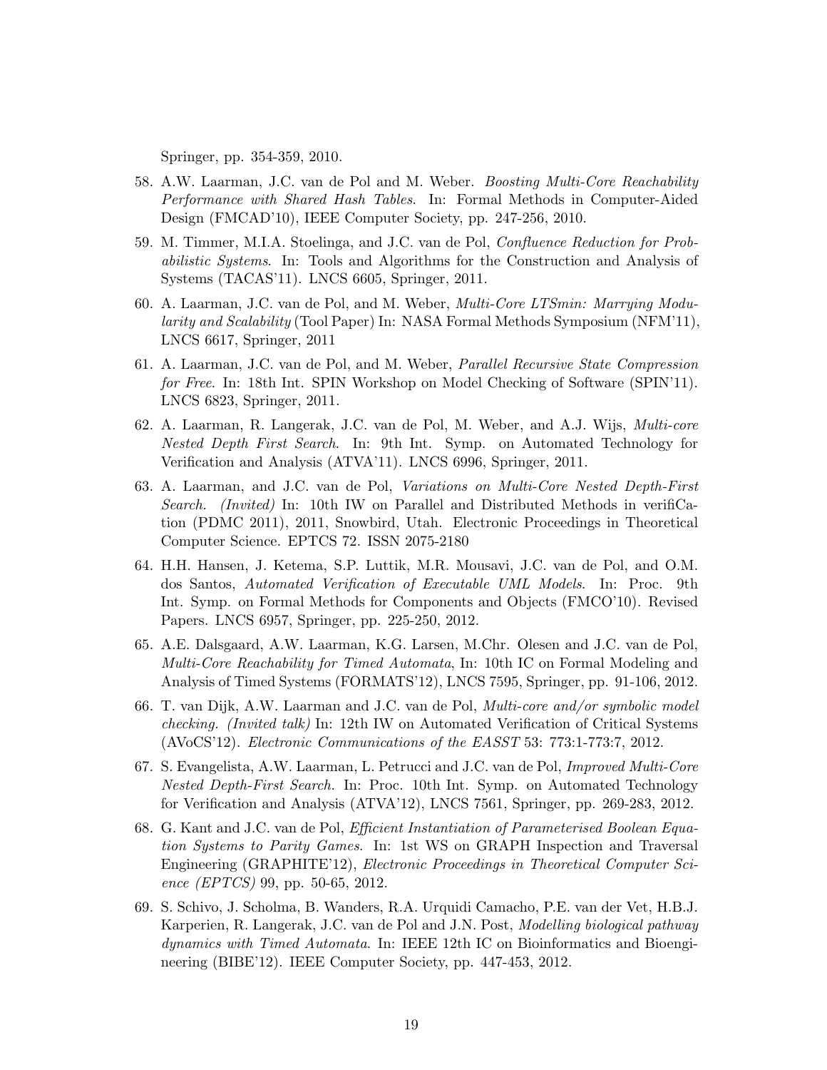Springer, pp. 354-359, 2010.

58. A.W. Laarman, J.C. van de Pol and M. Weber. *Boosting Multi-Core Reachability Performance with Shared Hash Tables*. In: Formal Methods in Computer-Aided Design (FMCAD'10), IEEE Computer Society, pp. 247-256, 2010.

59. M. Timmer, M.I.A. Stoelinga, and J.C. van de Pol, *Confluence Reduction for Probabilistic Systems*. In: Tools and Algorithms for the Construction and Analysis of Systems (TACAS'11). LNCS 6605, Springer, 2011.

60. A. Laarman, J.C. van de Pol, and M. Weber, *Multi-Core LTSmin: Marrying Modularity and Scalability* (Tool Paper) In: NASA Formal Methods Symposium (NFM'11), LNCS 6617, Springer, 2011

61. A. Laarman, J.C. van de Pol, and M. Weber, *Parallel Recursive State Compression for Free*. In: 18th Int. SPIN Workshop on Model Checking of Software (SPIN'11). LNCS 6823, Springer, 2011.

62. A. Laarman, R. Langerak, J.C. van de Pol, M. Weber, and A.J. Wijs, *Multi-core Nested Depth First Search*. In: 9th Int. Symp. on Automated Technology for Verification and Analysis (ATVA'11). LNCS 6996, Springer, 2011.

63. A. Laarman, and J.C. van de Pol, *Variations on Multi-Core Nested Depth-First Search. (Invited)* In: 10th IW on Parallel and Distributed Methods in verifiCation (PDMC 2011), 2011, Snowbird, Utah. Electronic Proceedings in Theoretical Computer Science. EPTCS 72. ISSN 2075-2180

64. H.H. Hansen, J. Ketema, S.P. Luttik, M.R. Mousavi, J.C. van de Pol, and O.M. dos Santos, *Automated Verification of Executable UML Models*. In: Proc. 9th Int. Symp. on Formal Methods for Components and Objects (FMCO'10). Revised Papers. LNCS 6957, Springer, pp. 225-250, 2012.

65. A.E. Dalsgaard, A.W. Laarman, K.G. Larsen, M.Chr. Olesen and J.C. van de Pol, *Multi-Core Reachability for Timed Automata*, In: 10th IC on Formal Modeling and Analysis of Timed Systems (FORMATS'12), LNCS 7595, Springer, pp. 91-106, 2012.

66. T. van Dijk, A.W. Laarman and J.C. van de Pol, *Multi-core and/or symbolic model checking. (Invited talk)* In: 12th IW on Automated Verification of Critical Systems (AVoCS'12). *Electronic Communications of the EASST* 53: 773:1-773:7, 2012.

67. S. Evangelista, A.W. Laarman, L. Petrucci and J.C. van de Pol, *Improved Multi-Core Nested Depth-First Search*. In: Proc. 10th Int. Symp. on Automated Technology for Verification and Analysis (ATVA'12), LNCS 7561, Springer, pp. 269-283, 2012.

68. G. Kant and J.C. van de Pol, *Efficient Instantiation of Parameterised Boolean Equation Systems to Parity Games*. In: 1st WS on GRAPH Inspection and Traversal Engineering (GRAPHITE'12), *Electronic Proceedings in Theoretical Computer Science (EPTCS)* 99, pp. 50-65, 2012.

69. S. Schivo, J. Scholma, B. Wanders, R.A. Urquidi Camacho, P.E. van der Vet, H.B.J. Karperien, R. Langerak, J.C. van de Pol and J.N. Post, *Modelling biological pathway dynamics with Timed Automata*. In: IEEE 12th IC on Bioinformatics and Bioengineering (BIBE'12). IEEE Computer Society, pp. 447-453, 2012.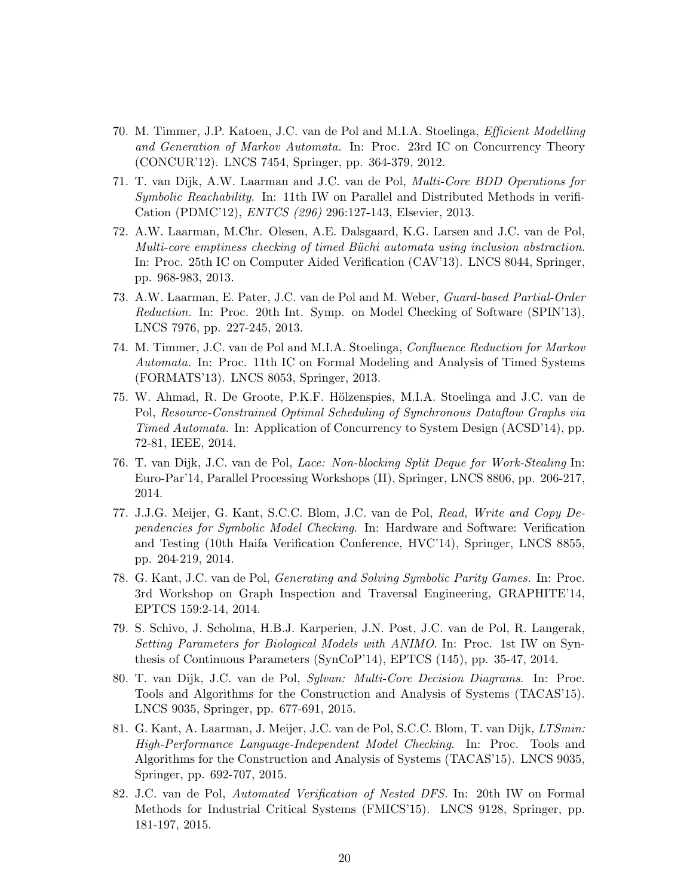70. M. Timmer, J.P. Katoen, J.C. van de Pol and M.I.A. Stoelinga, *Efficient Modelling and Generation of Markov Automata.* In: Proc. 23rd IC on Concurrency Theory (CONCUR'12). LNCS 7454, Springer, pp. 364-379, 2012.
71. T. van Dijk, A.W. Laarman and J.C. van de Pol, *Multi-Core BDD Operations for Symbolic Reachability.* In: 11th IW on Parallel and Distributed Methods in verifiCation (PDMC'12), *ENTCS (296)* 296:127-143, Elsevier, 2013.
72. A.W. Laarman, M.Chr. Olesen, A.E. Dalsgaard, K.G. Larsen and J.C. van de Pol, *Multi-core emptiness checking of timed Büchi automata using inclusion abstraction.* In: Proc. 25th IC on Computer Aided Verification (CAV'13). LNCS 8044, Springer, pp. 968-983, 2013.
73. A.W. Laarman, E. Pater, J.C. van de Pol and M. Weber, *Guard-based Partial-Order Reduction.* In: Proc. 20th Int. Symp. on Model Checking of Software (SPIN'13), LNCS 7976, pp. 227-245, 2013.
74. M. Timmer, J.C. van de Pol and M.I.A. Stoelinga, *Confluence Reduction for Markov Automata.* In: Proc. 11th IC on Formal Modeling and Analysis of Timed Systems (FORMATS'13). LNCS 8053, Springer, 2013.
75. W. Ahmad, R. De Groote, P.K.F. Hölzenspies, M.I.A. Stoelinga and J.C. van de Pol, *Resource-Constrained Optimal Scheduling of Synchronous Dataflow Graphs via Timed Automata.* In: Application of Concurrency to System Design (ACSD'14), pp. 72-81, IEEE, 2014.
76. T. van Dijk, J.C. van de Pol, *Lace: Non-blocking Split Deque for Work-Stealing* In: Euro-Par'14, Parallel Processing Workshops (II), Springer, LNCS 8806, pp. 206-217, 2014.
77. J.J.G. Meijer, G. Kant, S.C.C. Blom, J.C. van de Pol, *Read, Write and Copy Dependencies for Symbolic Model Checking.* In: Hardware and Software: Verification and Testing (10th Haifa Verification Conference, HVC'14), Springer, LNCS 8855, pp. 204-219, 2014.
78. G. Kant, J.C. van de Pol, *Generating and Solving Symbolic Parity Games.* In: Proc. 3rd Workshop on Graph Inspection and Traversal Engineering, GRAPHITE'14, EPTCS 159:2-14, 2014.
79. S. Schivo, J. Scholma, H.B.J. Karperien, J.N. Post, J.C. van de Pol, R. Langerak, *Setting Parameters for Biological Models with ANIMO.* In: Proc. 1st IW on Synthesis of Continuous Parameters (SynCoP'14), EPTCS (145), pp. 35-47, 2014.
80. T. van Dijk, J.C. van de Pol, *Sylvan: Multi-Core Decision Diagrams.* In: Proc. Tools and Algorithms for the Construction and Analysis of Systems (TACAS'15). LNCS 9035, Springer, pp. 677-691, 2015.
81. G. Kant, A. Laarman, J. Meijer, J.C. van de Pol, S.C.C. Blom, T. van Dijk, *LTSmin: High-Performance Language-Independent Model Checking.* In: Proc. Tools and Algorithms for the Construction and Analysis of Systems (TACAS'15). LNCS 9035, Springer, pp. 692-707, 2015.
82. J.C. van de Pol, *Automated Verification of Nested DFS.* In: 20th IW on Formal Methods for Industrial Critical Systems (FMICS'15). LNCS 9128, Springer, pp. 181-197, 2015.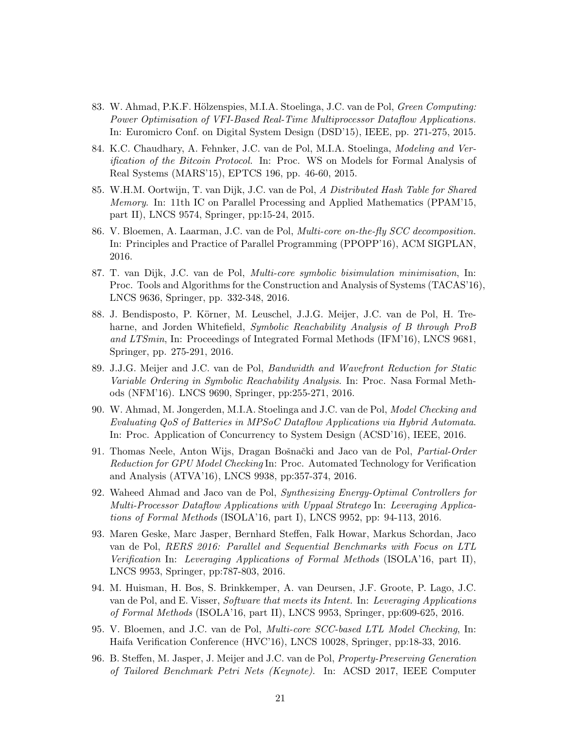83. W. Ahmad, P.K.F. Hölzenspies, M.I.A. Stoelinga, J.C. van de Pol, *Green Computing: Power Optimisation of VFI-Based Real-Time Multiprocessor Dataflow Applications.* In: Euromicro Conf. on Digital System Design (DSD'15), IEEE, pp. 271-275, 2015.

84. K.C. Chaudhary, A. Fehnker, J.C. van de Pol, M.I.A. Stoelinga, *Modeling and Verification of the Bitcoin Protocol.* In: Proc. WS on Models for Formal Analysis of Real Systems (MARS'15), EPTCS 196, pp. 46-60, 2015.

85. W.H.M. Oortwijn, T. van Dijk, J.C. van de Pol, *A Distributed Hash Table for Shared Memory.* In: 11th IC on Parallel Processing and Applied Mathematics (PPAM'15, part II), LNCS 9574, Springer, pp:15-24, 2015.

86. V. Bloemen, A. Laarman, J.C. van de Pol, *Multi-core on-the-fly SCC decomposition.* In: Principles and Practice of Parallel Programming (PPOPP'16), ACM SIGPLAN, 2016.

87. T. van Dijk, J.C. van de Pol, *Multi-core symbolic bisimulation minimisation*, In: Proc. Tools and Algorithms for the Construction and Analysis of Systems (TACAS'16), LNCS 9636, Springer, pp. 332-348, 2016.

88. J. Bendisposto, P. Körner, M. Leuschel, J.J.G. Meijer, J.C. van de Pol, H. Treharne, and Jorden Whitefield, *Symbolic Reachability Analysis of B through ProB and LTSmin*, In: Proceedings of Integrated Formal Methods (IFM'16), LNCS 9681, Springer, pp. 275-291, 2016.

89. J.J.G. Meijer and J.C. van de Pol, *Bandwidth and Wavefront Reduction for Static Variable Ordering in Symbolic Reachability Analysis*. In: Proc. Nasa Formal Methods (NFM'16). LNCS 9690, Springer, pp:255-271, 2016.

90. W. Ahmad, M. Jongerden, M.I.A. Stoelinga and J.C. van de Pol, *Model Checking and Evaluating QoS of Batteries in MPSoC Dataflow Applications via Hybrid Automata.* In: Proc. Application of Concurrency to System Design (ACSD'16), IEEE, 2016.

91. Thomas Neele, Anton Wijs, Dragan Bošnački and Jaco van de Pol, *Partial-Order Reduction for GPU Model Checking* In: Proc. Automated Technology for Verification and Analysis (ATVA'16), LNCS 9938, pp:357-374, 2016.

92. Waheed Ahmad and Jaco van de Pol, *Synthesizing Energy-Optimal Controllers for Multi-Processor Dataflow Applications with Uppaal Stratego* In: *Leveraging Applications of Formal Methods* (ISOLA'16, part I), LNCS 9952, pp: 94-113, 2016.

93. Maren Geske, Marc Jasper, Bernhard Steffen, Falk Howar, Markus Schordan, Jaco van de Pol, *RERS 2016: Parallel and Sequential Benchmarks with Focus on LTL Verification* In: *Leveraging Applications of Formal Methods* (ISOLA'16, part II), LNCS 9953, Springer, pp:787-803, 2016.

94. M. Huisman, H. Bos, S. Brinkkemper, A. van Deursen, J.F. Groote, P. Lago, J.C. van de Pol, and E. Visser, *Software that meets its Intent.* In: *Leveraging Applications of Formal Methods* (ISOLA'16, part II), LNCS 9953, Springer, pp:609-625, 2016.

95. V. Bloemen, and J.C. van de Pol, *Multi-core SCC-based LTL Model Checking*, In: Haifa Verification Conference (HVC'16), LNCS 10028, Springer, pp:18-33, 2016.

96. B. Steffen, M. Jasper, J. Meijer and J.C. van de Pol, *Property-Preserving Generation of Tailored Benchmark Petri Nets (Keynote).* In: ACSD 2017, IEEE Computer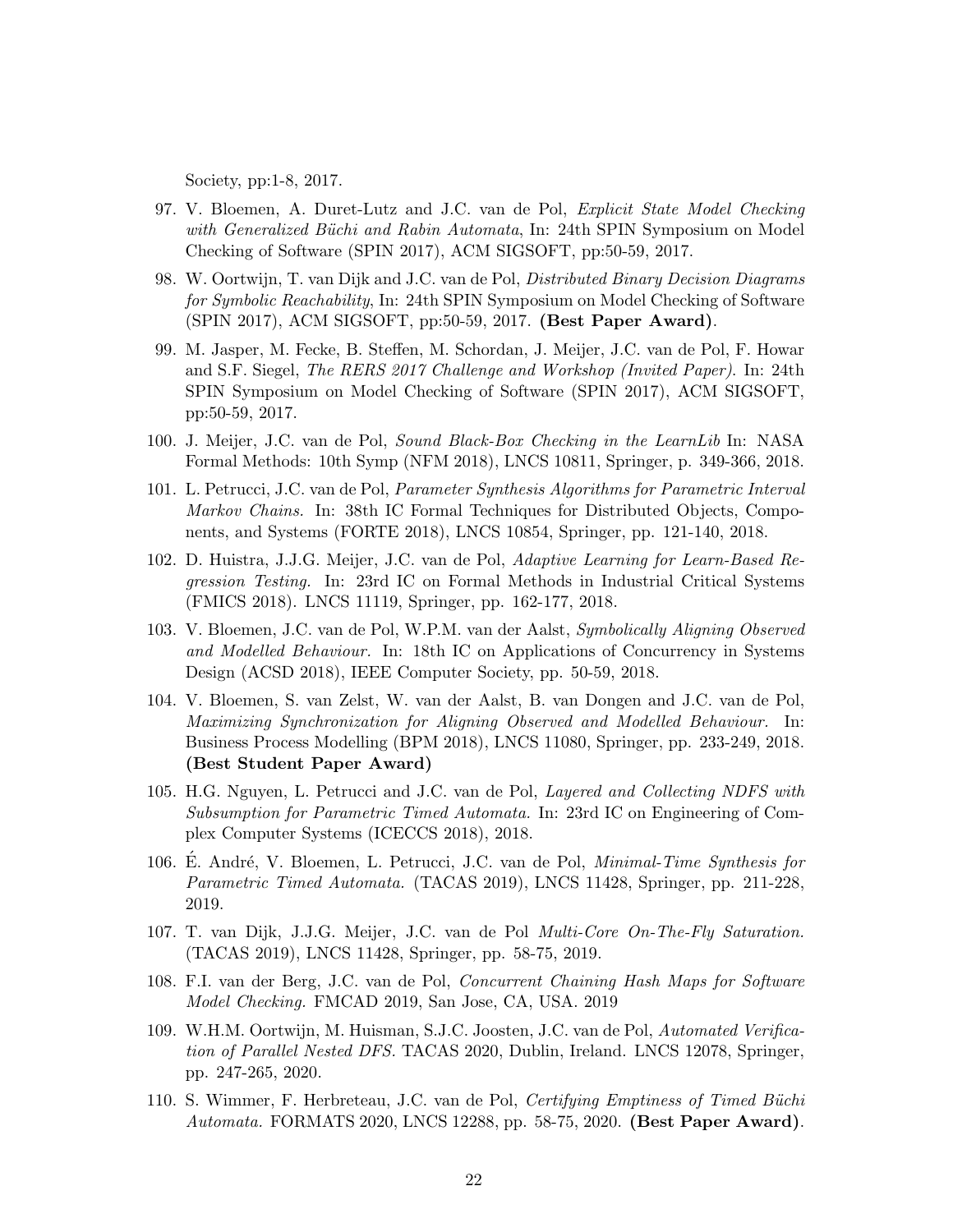Society, pp:1-8, 2017.

97. V. Bloemen, A. Duret-Lutz and J.C. van de Pol, *Explicit State Model Checking with Generalized Büchi and Rabin Automata*, In: 24th SPIN Symposium on Model Checking of Software (SPIN 2017), ACM SIGSOFT, pp:50-59, 2017.

98. W. Oortwijn, T. van Dijk and J.C. van de Pol, *Distributed Binary Decision Diagrams for Symbolic Reachability*, In: 24th SPIN Symposium on Model Checking of Software (SPIN 2017), ACM SIGSOFT, pp:50-59, 2017. **(Best Paper Award)**.

99. M. Jasper, M. Fecke, B. Steffen, M. Schordan, J. Meijer, J.C. van de Pol, F. Howar and S.F. Siegel, *The RERS 2017 Challenge and Workshop (Invited Paper).* In: 24th SPIN Symposium on Model Checking of Software (SPIN 2017), ACM SIGSOFT, pp:50-59, 2017.

100. J. Meijer, J.C. van de Pol, *Sound Black-Box Checking in the LearnLib* In: NASA Formal Methods: 10th Symp (NFM 2018), LNCS 10811, Springer, p. 349-366, 2018.

101. L. Petrucci, J.C. van de Pol, *Parameter Synthesis Algorithms for Parametric Interval Markov Chains.* In: 38th IC Formal Techniques for Distributed Objects, Components, and Systems (FORTE 2018), LNCS 10854, Springer, pp. 121-140, 2018.

102. D. Huistra, J.J.G. Meijer, J.C. van de Pol, *Adaptive Learning for Learn-Based Regression Testing.* In: 23rd IC on Formal Methods in Industrial Critical Systems (FMICS 2018). LNCS 11119, Springer, pp. 162-177, 2018.

103. V. Bloemen, J.C. van de Pol, W.P.M. van der Aalst, *Symbolically Aligning Observed and Modelled Behaviour.* In: 18th IC on Applications of Concurrency in Systems Design (ACSD 2018), IEEE Computer Society, pp. 50-59, 2018.

104. V. Bloemen, S. van Zelst, W. van der Aalst, B. van Dongen and J.C. van de Pol, *Maximizing Synchronization for Aligning Observed and Modelled Behaviour.* In: Business Process Modelling (BPM 2018), LNCS 11080, Springer, pp. 233-249, 2018. **(Best Student Paper Award)**

105. H.G. Nguyen, L. Petrucci and J.C. van de Pol, *Layered and Collecting NDFS with Subsumption for Parametric Timed Automata.* In: 23rd IC on Engineering of Complex Computer Systems (ICECCS 2018), 2018.

106. É. André, V. Bloemen, L. Petrucci, J.C. van de Pol, *Minimal-Time Synthesis for Parametric Timed Automata.* (TACAS 2019), LNCS 11428, Springer, pp. 211-228, 2019.

107. T. van Dijk, J.J.G. Meijer, J.C. van de Pol *Multi-Core On-The-Fly Saturation.* (TACAS 2019), LNCS 11428, Springer, pp. 58-75, 2019.

108. F.I. van der Berg, J.C. van de Pol, *Concurrent Chaining Hash Maps for Software Model Checking.* FMCAD 2019, San Jose, CA, USA. 2019

109. W.H.M. Oortwijn, M. Huisman, S.J.C. Joosten, J.C. van de Pol, *Automated Verification of Parallel Nested DFS.* TACAS 2020, Dublin, Ireland. LNCS 12078, Springer, pp. 247-265, 2020.

110. S. Wimmer, F. Herbreteau, J.C. van de Pol, *Certifying Emptiness of Timed Büchi Automata.* FORMATS 2020, LNCS 12288, pp. 58-75, 2020. **(Best Paper Award)**.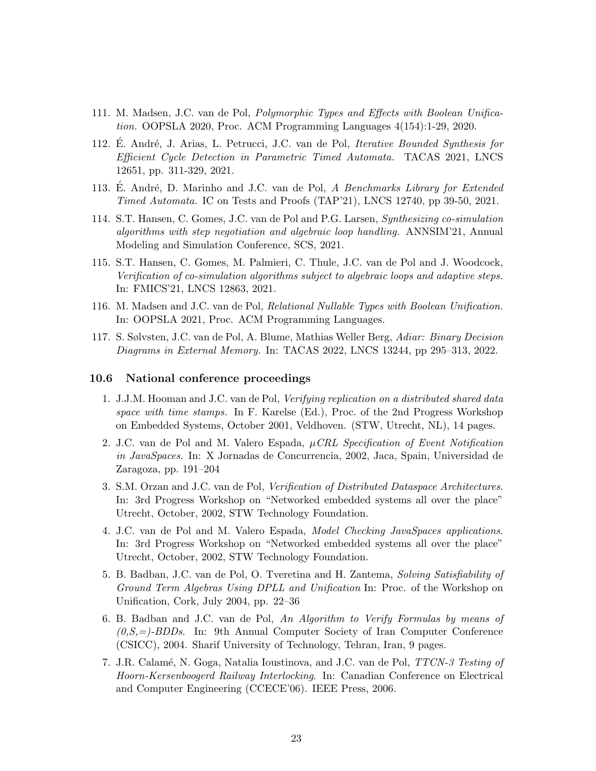111. M. Madsen, J.C. van de Pol, *Polymorphic Types and Effects with Boolean Unification.* OOPSLA 2020, Proc. ACM Programming Languages 4(154):1-29, 2020.

112. É. André, J. Arias, L. Petrucci, J.C. van de Pol, *Iterative Bounded Synthesis for Efficient Cycle Detection in Parametric Timed Automata.* TACAS 2021, LNCS 12651, pp. 311-329, 2021.

113. É. André, D. Marinho and J.C. van de Pol, *A Benchmarks Library for Extended Timed Automata.* IC on Tests and Proofs (TAP'21), LNCS 12740, pp 39-50, 2021.

114. S.T. Hansen, C. Gomes, J.C. van de Pol and P.G. Larsen, *Synthesizing co-simulation algorithms with step negotiation and algebraic loop handling.* ANNSIM'21, Annual Modeling and Simulation Conference, SCS, 2021.

115. S.T. Hansen, C. Gomes, M. Palmieri, C. Thule, J.C. van de Pol and J. Woodcock, *Verification of co-simulation algorithms subject to algebraic loops and adaptive steps.* In: FMICS'21, LNCS 12863, 2021.

116. M. Madsen and J.C. van de Pol, *Relational Nullable Types with Boolean Unification.* In: OOPSLA 2021, Proc. ACM Programming Languages.

117. S. Sølvsten, J.C. van de Pol, A. Blume, Mathias Weller Berg, *Adiar: Binary Decision Diagrams in External Memory.* In: TACAS 2022, LNCS 13244, pp 295–313, 2022.

### 10.6 National conference proceedings

1. J.J.M. Hooman and J.C. van de Pol, *Verifying replication on a distributed shared data space with time stamps.* In F. Karelse (Ed.), Proc. of the 2nd Progress Workshop on Embedded Systems, October 2001, Veldhoven. (STW, Utrecht, NL), 14 pages.

2. J.C. van de Pol and M. Valero Espada, *$\mu$CRL Specification of Event Notification in JavaSpaces*. In: X Jornadas de Concurrencia, 2002, Jaca, Spain, Universidad de Zaragoza, pp. 191–204

3. S.M. Orzan and J.C. van de Pol, *Verification of Distributed Dataspace Architectures*. In: 3rd Progress Workshop on "Networked embedded systems all over the place" Utrecht, October, 2002, STW Technology Foundation.

4. J.C. van de Pol and M. Valero Espada, *Model Checking JavaSpaces applications*. In: 3rd Progress Workshop on "Networked embedded systems all over the place" Utrecht, October, 2002, STW Technology Foundation.

5. B. Badban, J.C. van de Pol, O. Tveretina and H. Zantema, *Solving Satisfiability of Ground Term Algebras Using DPLL and Unification* In: Proc. of the Workshop on Unification, Cork, July 2004, pp. 22–36

6. B. Badban and J.C. van de Pol, *An Algorithm to Verify Formulas by means of (0,S,=)-BDDs*. In: 9th Annual Computer Society of Iran Computer Conference (CSICC), 2004. Sharif University of Technology, Tehran, Iran, 9 pages.

7. J.R. Calamé, N. Goga, Natalia Ioustinova, and J.C. van de Pol, *TTCN-3 Testing of Hoorn-Kersenboogerd Railway Interlocking*. In: Canadian Conference on Electrical and Computer Engineering (CCECE'06). IEEE Press, 2006.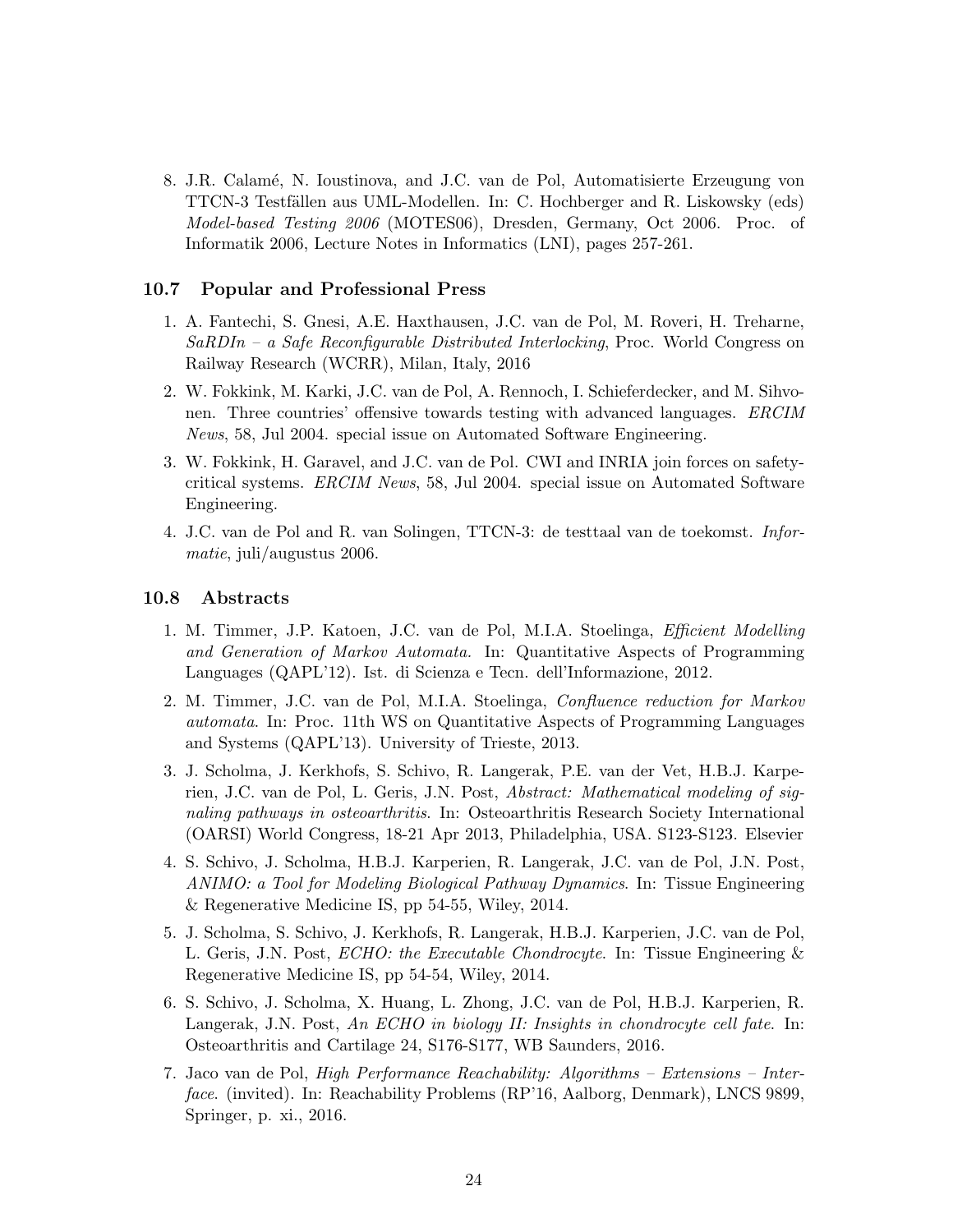8. J.R. Calamé, N. Ioustinova, and J.C. van de Pol, Automatisierte Erzeugung von TTCN-3 Testfällen aus UML-Modellen. In: C. Hochberger and R. Liskowsky (eds) *Model-based Testing 2006* (MOTES06), Dresden, Germany, Oct 2006. Proc. of Informatik 2006, Lecture Notes in Informatics (LNI), pages 257-261.

### 10.7 Popular and Professional Press

1. A. Fantechi, S. Gnesi, A.E. Haxthausen, J.C. van de Pol, M. Roveri, H. Treharne, *SaRDIn – a Safe Reconfigurable Distributed Interlocking*, Proc. World Congress on Railway Research (WCRR), Milan, Italy, 2016
2. W. Fokkink, M. Karki, J.C. van de Pol, A. Rennoch, I. Schieferdecker, and M. Sihvonen. Three countries' offensive towards testing with advanced languages. *ERCIM News*, 58, Jul 2004. special issue on Automated Software Engineering.
3. W. Fokkink, H. Garavel, and J.C. van de Pol. CWI and INRIA join forces on safety-critical systems. *ERCIM News*, 58, Jul 2004. special issue on Automated Software Engineering.
4. J.C. van de Pol and R. van Solingen, TTCN-3: de testtaal van de toekomst. *Informatie*, juli/augustus 2006.

### 10.8 Abstracts

1. M. Timmer, J.P. Katoen, J.C. van de Pol, M.I.A. Stoelinga, *Efficient Modelling and Generation of Markov Automata.* In: Quantitative Aspects of Programming Languages (QAPL'12). Ist. di Scienza e Tecn. dell'Informazione, 2012.
2. M. Timmer, J.C. van de Pol, M.I.A. Stoelinga, *Confluence reduction for Markov automata*. In: Proc. 11th WS on Quantitative Aspects of Programming Languages and Systems (QAPL'13). University of Trieste, 2013.
3. J. Scholma, J. Kerkhofs, S. Schivo, R. Langerak, P.E. van der Vet, H.B.J. Karperien, J.C. van de Pol, L. Geris, J.N. Post, *Abstract: Mathematical modeling of signaling pathways in osteoarthritis*. In: Osteoarthritis Research Society International (OARSI) World Congress, 18-21 Apr 2013, Philadelphia, USA. S123-S123. Elsevier
4. S. Schivo, J. Scholma, H.B.J. Karperien, R. Langerak, J.C. van de Pol, J.N. Post, *ANIMO: a Tool for Modeling Biological Pathway Dynamics*. In: Tissue Engineering & Regenerative Medicine IS, pp 54-55, Wiley, 2014.
5. J. Scholma, S. Schivo, J. Kerkhofs, R. Langerak, H.B.J. Karperien, J.C. van de Pol, L. Geris, J.N. Post, *ECHO: the Executable Chondrocyte*. In: Tissue Engineering & Regenerative Medicine IS, pp 54-54, Wiley, 2014.
6. S. Schivo, J. Scholma, X. Huang, L. Zhong, J.C. van de Pol, H.B.J. Karperien, R. Langerak, J.N. Post, *An ECHO in biology II: Insights in chondrocyte cell fate*. In: Osteoarthritis and Cartilage 24, S176-S177, WB Saunders, 2016.
7. Jaco van de Pol, *High Performance Reachability: Algorithms – Extensions – Interface*. (invited). In: Reachability Problems (RP'16, Aalborg, Denmark), LNCS 9899, Springer, p. xi., 2016.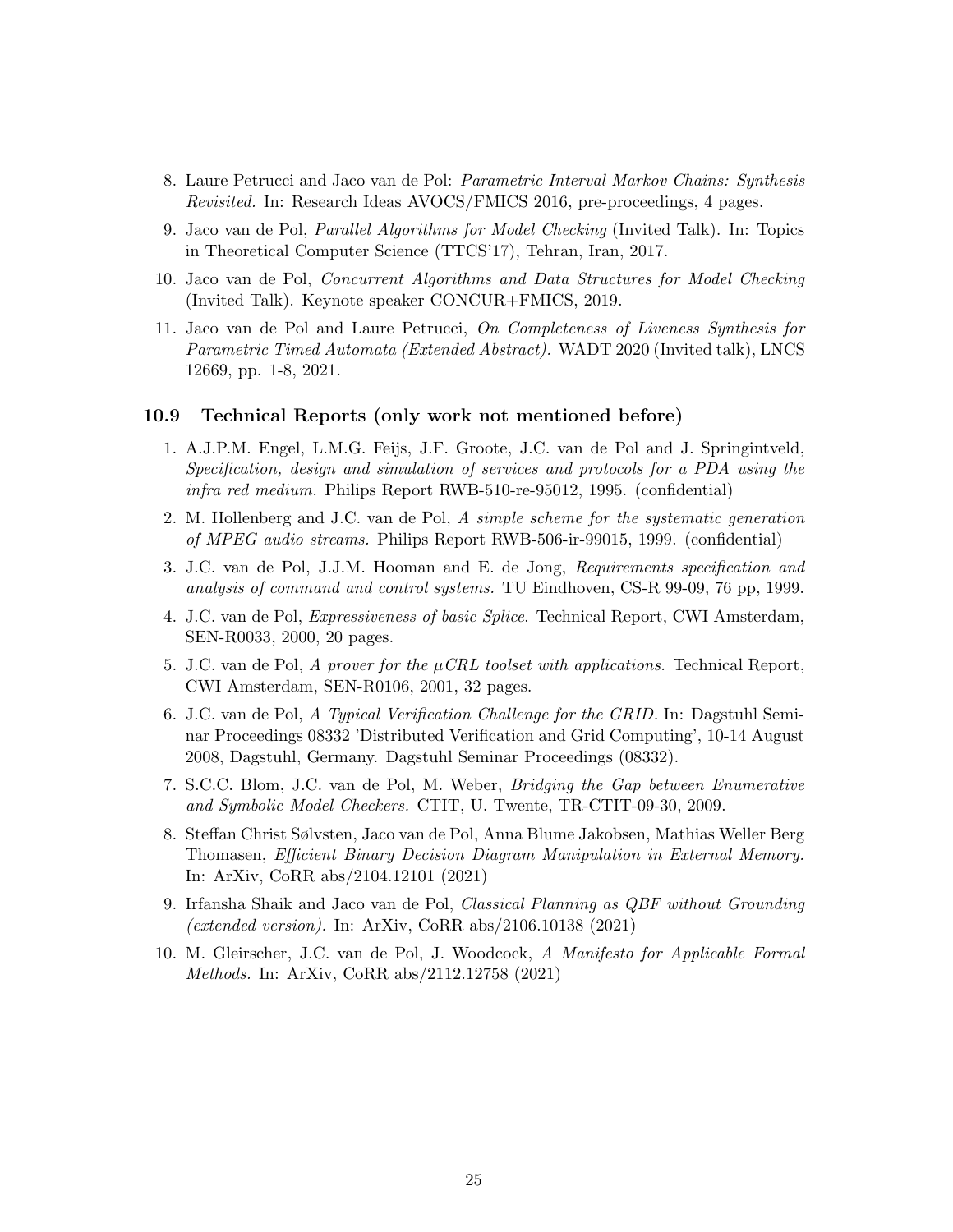8. Laure Petrucci and Jaco van de Pol: *Parametric Interval Markov Chains: Synthesis Revisited.* In: Research Ideas AVOCS/FMICS 2016, pre-proceedings, 4 pages.
9. Jaco van de Pol, *Parallel Algorithms for Model Checking* (Invited Talk). In: Topics in Theoretical Computer Science (TTCS'17), Tehran, Iran, 2017.
10. Jaco van de Pol, *Concurrent Algorithms and Data Structures for Model Checking* (Invited Talk). Keynote speaker CONCUR+FMICS, 2019.
11. Jaco van de Pol and Laure Petrucci, *On Completeness of Liveness Synthesis for Parametric Timed Automata (Extended Abstract).* WADT 2020 (Invited talk), LNCS 12669, pp. 1-8, 2021.

### 10.9 Technical Reports (only work not mentioned before)

1. A.J.P.M. Engel, L.M.G. Feijs, J.F. Groote, J.C. van de Pol and J. Springintveld, *Specification, design and simulation of services and protocols for a PDA using the infra red medium.* Philips Report RWB-510-re-95012, 1995. (confidential)
2. M. Hollenberg and J.C. van de Pol, *A simple scheme for the systematic generation of MPEG audio streams.* Philips Report RWB-506-ir-99015, 1999. (confidential)
3. J.C. van de Pol, J.J.M. Hooman and E. de Jong, *Requirements specification and analysis of command and control systems.* TU Eindhoven, CS-R 99-09, 76 pp, 1999.
4. J.C. van de Pol, *Expressiveness of basic Splice*. Technical Report, CWI Amsterdam, SEN-R0033, 2000, 20 pages.
5. J.C. van de Pol, *A prover for the $\mu$CRL toolset with applications.* Technical Report, CWI Amsterdam, SEN-R0106, 2001, 32 pages.
6. J.C. van de Pol, *A Typical Verification Challenge for the GRID.* In: Dagstuhl Seminar Proceedings 08332 'Distributed Verification and Grid Computing', 10-14 August 2008, Dagstuhl, Germany. Dagstuhl Seminar Proceedings (08332).
7. S.C.C. Blom, J.C. van de Pol, M. Weber, *Bridging the Gap between Enumerative and Symbolic Model Checkers.* CTIT, U. Twente, TR-CTIT-09-30, 2009.
8. Steffan Christ Sølvsten, Jaco van de Pol, Anna Blume Jakobsen, Mathias Weller Berg Thomasen, *Efficient Binary Decision Diagram Manipulation in External Memory.* In: ArXiv, CoRR abs/2104.12101 (2021)
9. Irfansha Shaik and Jaco van de Pol, *Classical Planning as QBF without Grounding (extended version).* In: ArXiv, CoRR abs/2106.10138 (2021)
10. M. Gleirscher, J.C. van de Pol, J. Woodcock, *A Manifesto for Applicable Formal Methods.* In: ArXiv, CoRR abs/2112.12758 (2021)